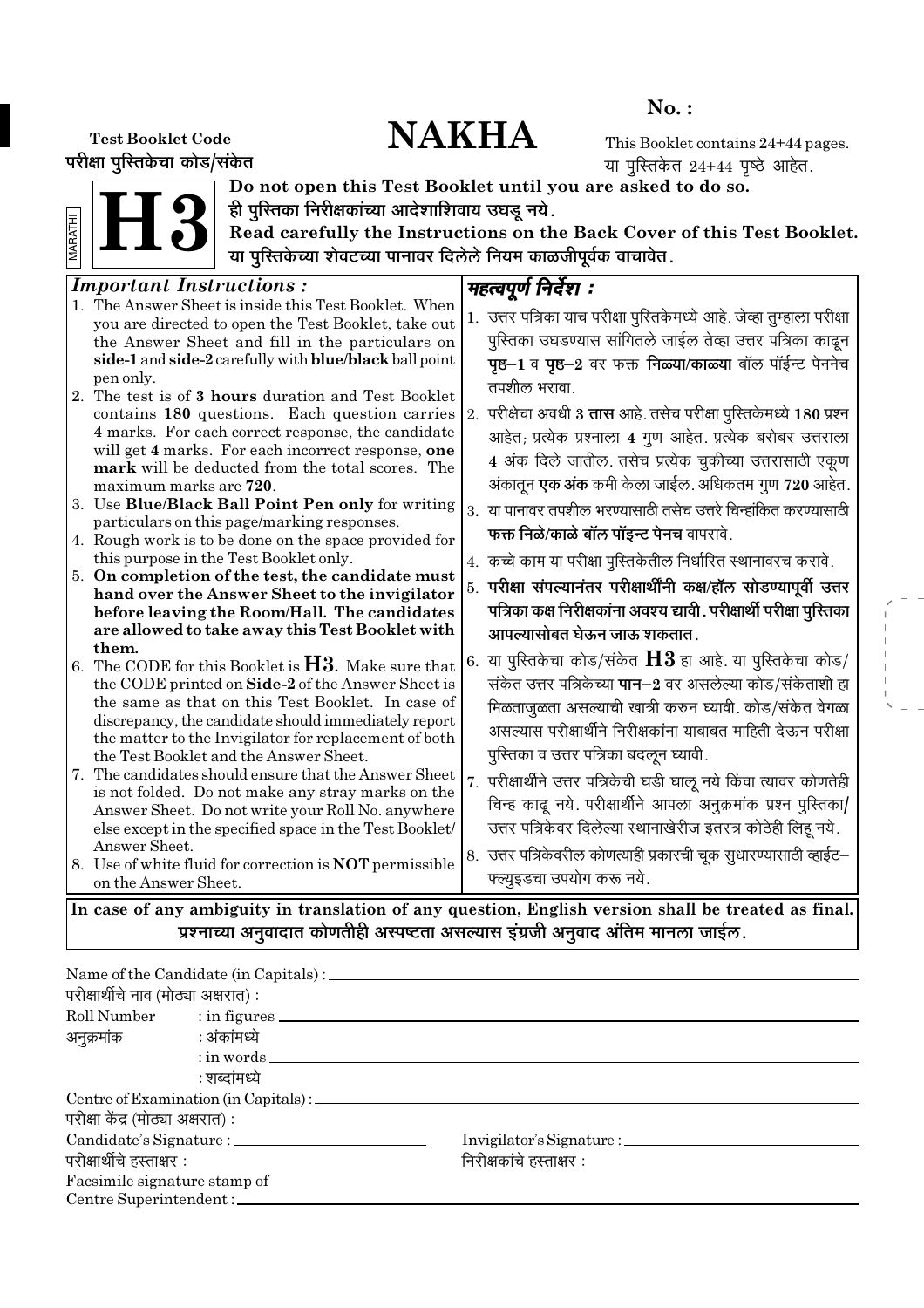**No. :**

# NAKHA

**Test Booklet Code**
**परीक्षा पुस्तिकेचा कोड/संकेत**

This Booklet contains 24+44 pages.
या पुस्तिकेत 24+44 पृष्ठे आहेत.

MARATHI

# H3

**Do not open this Test Booklet until you are asked to do so.**
**ही पुस्तिका निरीक्षकांच्या आदेशाशिवाय उघडू नये.**
**Read carefully the Instructions on the Back Cover of this Test Booklet.**
**या पुस्तिकेच्या शेवटच्या पानावर दिलेले नियम काळजीपूर्वक वाचावेत.**

## *Important Instructions :*

1. The Answer Sheet is inside this Test Booklet. When you are directed to open the Test Booklet, take out the Answer Sheet and fill in the particulars on **side-1** and **side-2** carefully with **blue/black** ball point pen only.
2. The test is of **3 hours** duration and Test Booklet contains **180** questions. Each question carries **4** marks. For each correct response, the candidate will get **4** marks. For each incorrect response, **one mark** will be deducted from the total scores. The maximum marks are **720**.
3. Use **Blue/Black Ball Point Pen only** for writing particulars on this page/marking responses.
4. Rough work is to be done on the space provided for this purpose in the Test Booklet only.
5. **On completion of the test, the candidate must hand over the Answer Sheet to the invigilator before leaving the Room/Hall. The candidates are allowed to take away this Test Booklet with them.**
6. The CODE for this Booklet is **H3**. Make sure that the CODE printed on **Side-2** of the Answer Sheet is the same as that on this Test Booklet. In case of discrepancy, the candidate should immediately report the matter to the Invigilator for replacement of both the Test Booklet and the Answer Sheet.
7. The candidates should ensure that the Answer Sheet is not folded. Do not make any stray marks on the Answer Sheet. Do not write your Roll No. anywhere else except in the specified space in the Test Booklet/ Answer Sheet.
8. Use of white fluid for correction is **NOT** permissible on the Answer Sheet.

## *महत्वपूर्ण निर्देश :*

1. उत्तर पत्रिका याच परीक्षा पुस्तिकेमध्ये आहे. जेव्हा तुम्हाला परीक्षा पुस्तिका उघडण्यास सांगितले जाईल तेव्हा उत्तर पत्रिका काढून **पृष्ठ–1** व **पृष्ठ–2** वर फक्त **निळ्या/काळ्या** बॉल पॉईन्ट पेननेच तपशील भरावा.
2. परीक्षेचा अवधी **3 तास** आहे. तसेच परीक्षा पुस्तिकेमध्ये **180** प्रश्न आहेत; प्रत्येक प्रश्नाला **4** गुण आहेत. प्रत्येक बरोबर उत्तराला **4** अंक दिले जातील. तसेच प्रत्येक चुकीच्या उत्तरासाठी एकूण अंकातून **एक अंक** कमी केला जाईल. अधिकतम गुण **720** आहेत.
3. या पानावर तपशील भरण्यासाठी तसेच उत्तरे चिन्हांकित करण्यासाठी **फक्त निळे/काळे बॉल पॉइन्ट पेनच** वापरावे.
4. कच्चे काम या परीक्षा पुस्तिकेतील निर्धारित स्थानावरच करावे.
5. **परीक्षा संपल्यानंतर परीक्षार्थींनी कक्ष/हॉल सोडण्यापूर्वी उत्तर पत्रिका कक्ष निरीक्षकांना अवश्य द्यावी. परीक्षार्थी परीक्षा पुस्तिका आपल्यासोबत घेऊन जाऊ शकतात.**
6. या पुस्तिकेचा कोड/संकेत **H3** हा आहे. या पुस्तिकेचा कोड/ संकेत उत्तर पत्रिकेच्या **पान–2** वर असलेल्या कोड/संकेताशी हा मिळताजुळता असल्याची खात्री करुन घ्यावी. कोड/संकेत वेगळा असल्यास परीक्षार्थीने निरीक्षकांना याबाबत माहिती देऊन परीक्षा पुस्तिका व उत्तर पत्रिका बदलून घ्यावी.
7. परीक्षार्थीने उत्तर पत्रिकेची घडी घालू नये किंवा त्यावर कोणतेही चिन्ह काढू नये. परीक्षार्थीने आपला अनुक्रमांक प्रश्न पुस्तिका/ उत्तर पत्रिकेवर दिलेल्या स्थानाखेरीज इतरत्र कोठेही लिहू नये.
8. उत्तर पत्रिकेवरील कोणत्याही प्रकारची चूक सुधारण्यासाठी व्हाईट–फ्ल्युइडचा उपयोग करू नये.

**In case of any ambiguity in translation of any question, English version shall be treated as final.**
**प्रश्नाच्या अनुवादात कोणतीही अस्पष्टता असल्यास इंग्रजी अनुवाद अंतिम मानला जाईल.**

Name of the Candidate (in Capitals) : ____________________
परीक्षार्थीचे नाव (मोठ्या अक्षरात) :

Roll Number : in figures ____________________
अनुक्रमांक : अंकांमध्ये

: in words ____________________
: शब्दांमध्ये

Centre of Examination (in Capitals) : ____________________
परीक्षा केंद्र (मोठ्या अक्षरात) :

Candidate's Signature : ____________________
परीक्षार्थीचे हस्ताक्षर :

Invigilator's Signature : ____________________
निरीक्षकांचे हस्ताक्षर :

Facsimile signature stamp of
Centre Superintendent : ____________________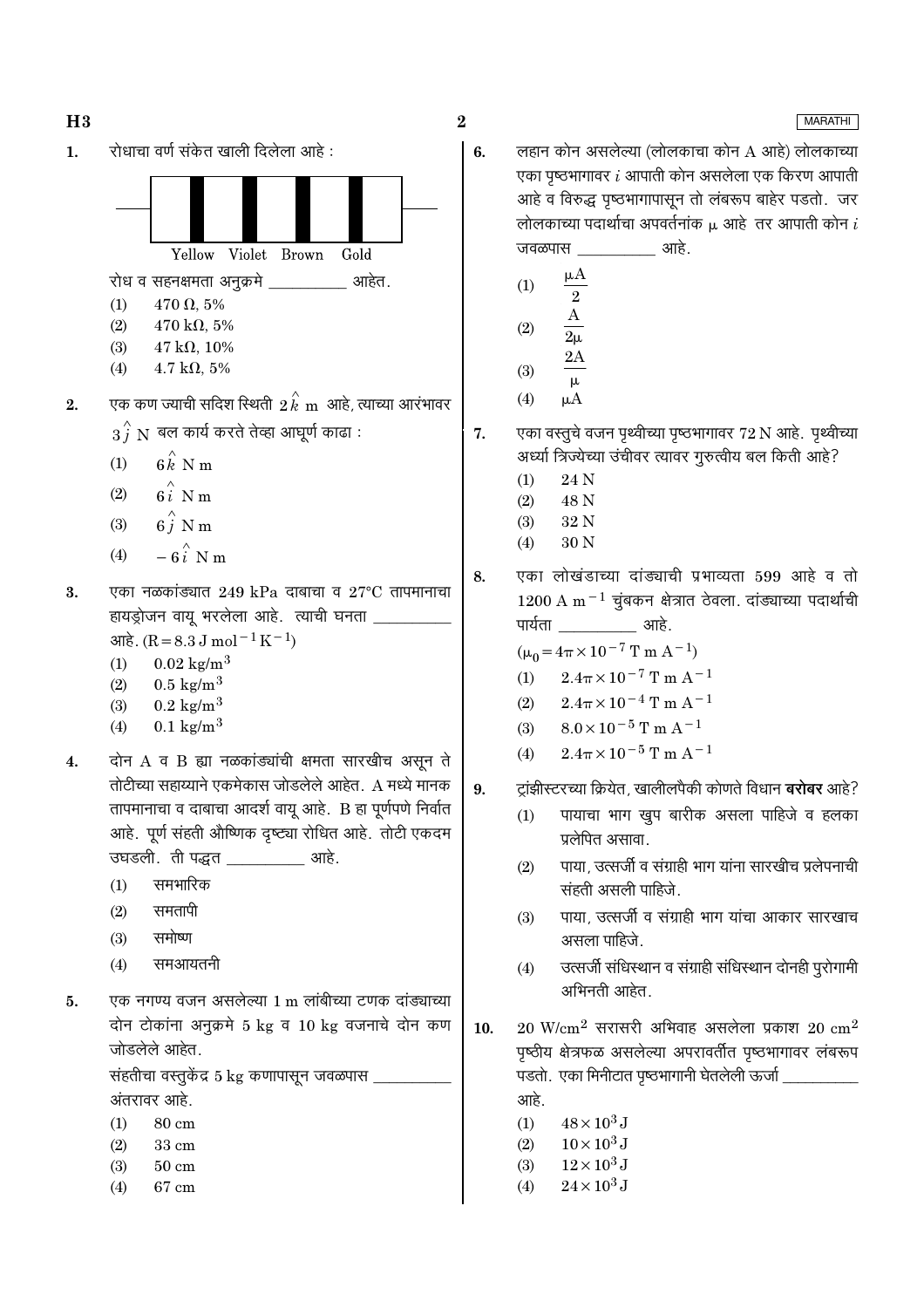1. रोधाचा वर्ण संकेत खाली दिलेला आहे :

Yellow Violet Brown Gold

रोध व सहनक्षमता अनुक्रमे __________ आहेत.

(1) $470\ \Omega$, 5%
(2) $470\ k\Omega$, 5%
(3) $47\ k\Omega$, 10%
(4) $4.7\ k\Omega$, 5%

2. एक कण ज्याची सदिश स्थिती $2\hat{k}$ m आहे, त्याच्या आरंभावर $3\hat{j}$ N बल कार्य करते तेव्हा आघूर्ण काढा :

(1) $6\hat{k}$ N m
(2) $6\hat{i}$ N m
(3) $6\hat{j}$ N m
(4) $-6\hat{i}$ N m

3. एका नळकांड्यात 249 kPa दाबाचा व 27°C तापमानाचा हायड्रोजन वायू भरलेला आहे. त्याची घनता __________ आहे. ($R = 8.3\ J\ mol^{-1} K^{-1}$)

(1) $0.02\ kg/m^3$
(2) $0.5\ kg/m^3$
(3) $0.2\ kg/m^3$
(4) $0.1\ kg/m^3$

4. दोन A व B ह्या नळकांड्यांची क्षमता सारखीच असून ते तोटीच्या सहाय्याने एकमेकास जोडलेले आहेत. A मध्ये मानक तापमानाचा व दाबाचा आदर्श वायू आहे. B हा पूर्णपणे निर्वात आहे. पूर्ण संहती औष्णिक दृष्ट्या रोधित आहे. तोटी एकदम उघडली. ती पद्धत __________ आहे.

(1) समभारिक
(2) समतापी
(3) समोष्ण
(4) समआयतनी

5. एक नगण्य वजन असलेल्या 1 m लांबीच्या टणक दांड्याच्या दोन टोकांना अनुक्रमे 5 kg व 10 kg वजनाचे दोन कण जोडलेले आहेत.

संहतीचा वस्तुकेंद्र 5 kg कणापासून जवळपास __________ अंतरावर आहे.

(1) 80 cm
(2) 33 cm
(3) 50 cm
(4) 67 cm

6. लहान कोन असलेल्या (लोलकाचा कोन A आहे) लोलकाच्या एका पृष्ठभागावर $i$ आपाती कोन असलेला एक किरण आपाती आहे व विरुद्ध पृष्ठभागापासून तो लंबरूप बाहेर पडतो. जर लोलकाच्या पदार्थाचा अपवर्तनांक $\mu$ आहे तर आपाती कोन $i$ जवळपास __________ आहे.

(1) $\frac{\mu A}{2}$
(2) $\frac{A}{2\mu}$
(3) $\frac{2A}{\mu}$
(4) $\mu A$

7. एका वस्तुचे वजन पृथ्वीच्या पृष्ठभागावर 72 N आहे. पृथ्वीच्या अर्ध्या त्रिज्येच्या उंचीवर त्यावर गुरुत्वीय बल किती आहे?

(1) 24 N
(2) 48 N
(3) 32 N
(4) 30 N

8. एका लोखंडाच्या दांड्याची प्रभाव्यता 599 आहे व तो $1200\ A\ m^{-1}$ चुंबकन क्षेत्रात ठेवला. दांड्याच्या पदार्थाची पार्यता __________ आहे.

($\mu_0 = 4\pi \times 10^{-7}\ T\ m\ A^{-1}$)

(1) $2.4\pi \times 10^{-7}\ T\ m\ A^{-1}$
(2) $2.4\pi \times 10^{-4}\ T\ m\ A^{-1}$
(3) $8.0 \times 10^{-5}\ T\ m\ A^{-1}$
(4) $2.4\pi \times 10^{-5}\ T\ m\ A^{-1}$

9. ट्रांझीस्टरच्या क्रियेत, खालीलपैकी कोणते विधान **बरोबर** आहे?

(1) पायाचा भाग खुप बारीक असला पाहिजे व हलका प्रलेपित असावा.
(2) पाया, उत्सर्जी व संग्राही भाग यांना सारखीच प्रलेपनाची संहती असली पाहिजे.
(3) पाया, उत्सर्जी व संग्राही भाग यांचा आकार सारखाच असला पाहिजे.
(4) उत्सर्जी संधिस्थान व संग्राही संधिस्थान दोनही पुरोगामी अभिनती आहेत.

10. $20\ W/cm^2$ सरासरी अभिवाह असलेला प्रकाश $20\ cm^2$ पृष्ठीय क्षेत्रफळ असलेल्या अपरावर्तीत पृष्ठभागावर लंबरूप पडतो. एका मिनीटात पृष्ठभागानी घेतलेली ऊर्जा __________ आहे.

(1) $48 \times 10^3\ J$
(2) $10 \times 10^3\ J$
(3) $12 \times 10^3\ J$
(4) $24 \times 10^3\ J$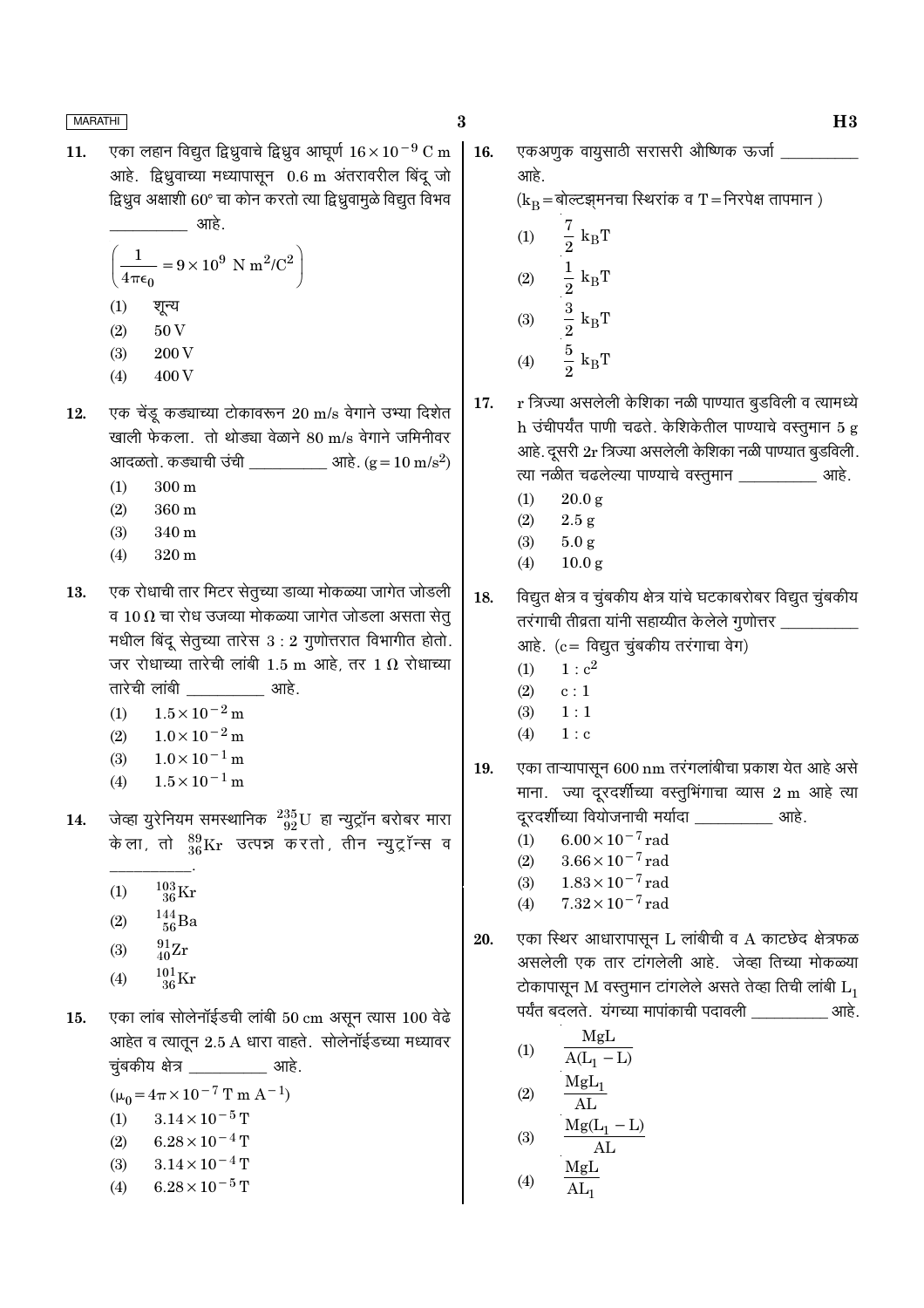11. एका लहान विद्युत द्विध्रुवाचे द्विध्रुव आघूर्ण $16 \times 10^{-9}$ C m आहे. द्विध्रुवाच्या मध्यापासून 0.6 m अंतरावरील बिंदू जो द्विध्रुव अक्षाशी 60° चा कोन करतो त्या द्विध्रुवामुळे विद्युत विभव \_\_\_\_\_\_\_\_\_\_ आहे.

$$\left(\frac{1}{4\pi\epsilon_0} = 9 \times 10^9 \text{ N m}^2/\text{C}^2\right)$$

(1) शून्य
(2) 50 V
(3) 200 V
(4) 400 V

12. एक चेंडू कड्याच्या टोकावरून 20 m/s वेगाने उभ्या दिशेत खाली फेकला. तो थोड्या वेळाने 80 m/s वेगाने जमिनीवर आदळतो. कड्याची उंची \_\_\_\_\_\_\_\_\_\_ आहे. ($g = 10$ m/s$^2$)

(1) 300 m
(2) 360 m
(3) 340 m
(4) 320 m

13. एक रोधाची तार मिटर सेतुच्या डाव्या मोकळ्या जागेत जोडली व 10 Ω चा रोध उजव्या मोकळ्या जागेत जोडला असता सेतु मधील बिंदू सेतुच्या तारेस 3 : 2 गुणोत्तरात विभागीत होतो. जर रोधाच्या तारेची लांबी 1.5 m आहे, तर 1 Ω रोधाच्या तारेची लांबी \_\_\_\_\_\_\_\_\_\_ आहे.

(1) $1.5 \times 10^{-2}$ m
(2) $1.0 \times 10^{-2}$ m
(3) $1.0 \times 10^{-1}$ m
(4) $1.5 \times 10^{-1}$ m

14. जेव्हा युरेनियम समस्थानिक $^{235}_{92}$U हा न्युट्रॉन बरोबर मारा केला, तो $^{89}_{36}$Kr उत्पन्न करतो, तीन न्युट्रॉन्स व \_\_\_\_\_\_\_\_\_\_.

(1) $^{103}_{36}$Kr
(2) $^{144}_{56}$Ba
(3) $^{91}_{40}$Zr
(4) $^{101}_{36}$Kr

15. एका लांब सोलेनॉईडची लांबी 50 cm असून त्यास 100 वेढे आहेत व त्यातून 2.5 A धारा वाहते. सोलेनॉईडच्या मध्यावर चुंबकीय क्षेत्र \_\_\_\_\_\_\_\_\_\_ आहे.

($\mu_0 = 4\pi \times 10^{-7}$ T m A$^{-1}$)

(1) $3.14 \times 10^{-5}$ T
(2) $6.28 \times 10^{-4}$ T
(3) $3.14 \times 10^{-4}$ T
(4) $6.28 \times 10^{-5}$ T

16. एकअणुक वायुसाठी सरासरी औष्णिक ऊर्जा \_\_\_\_\_\_\_\_\_\_ आहे.

($k_B$ = बोल्टझ्मनचा स्थिरांक व T = निरपेक्ष तापमान)

(1) $\frac{7}{2}$ $k_B$T
(2) $\frac{1}{2}$ $k_B$T
(3) $\frac{3}{2}$ $k_B$T
(4) $\frac{5}{2}$ $k_B$T

17. r त्रिज्या असलेली केशिका नळी पाण्यात बुडविली व त्यामध्ये h उंचीपर्यंत पाणी चढते. केशिकेतील पाण्याचे वस्तुमान 5 g आहे. दूसरी 2r त्रिज्या असलेली केशिका नळी पाण्यात बुडविली. त्या नळीत चढलेल्या पाण्याचे वस्तुमान \_\_\_\_\_\_\_\_\_\_ आहे.

(1) 20.0 g
(2) 2.5 g
(3) 5.0 g
(4) 10.0 g

18. विद्युत क्षेत्र व चुंबकीय क्षेत्र यांचे घटकाबरोबर विद्युत चुंबकीय तरंगाची तीव्रता यांनी सहाय्यीत केलेले गुणोत्तर \_\_\_\_\_\_\_\_\_\_ आहे. (c = विद्युत चुंबकीय तरंगाचा वेग)

(1) 1 : $c^2$
(2) c : 1
(3) 1 : 1
(4) 1 : c

19. एका ताऱ्यापासून 600 nm तरंगलांबीचा प्रकाश येत आहे असे माना. ज्या दूरदर्शीच्या वस्तुभिंगाचा व्यास 2 m आहे त्या दूरदर्शीच्या वियोजनाची मर्यादा \_\_\_\_\_\_\_\_\_\_ आहे.

(1) $6.00 \times 10^{-7}$ rad
(2) $3.66 \times 10^{-7}$ rad
(3) $1.83 \times 10^{-7}$ rad
(4) $7.32 \times 10^{-7}$ rad

20. एका स्थिर आधारापासून L लांबीची व A काटछेद क्षेत्रफळ असलेली एक तार टांगलेली आहे. जेव्हा तिच्या मोकळ्या टोकापासून M वस्तुमान टांगलेले असते तेव्हा तिची लांबी $L_1$ पर्यंत बदलते. यंगच्या मापांकाची पदावली \_\_\_\_\_\_\_\_\_\_ आहे.

(1) $\frac{MgL}{A(L_1 - L)}$
(2) $\frac{MgL_1}{AL}$
(3) $\frac{Mg(L_1 - L)}{AL}$
(4) $\frac{MgL}{AL_1}$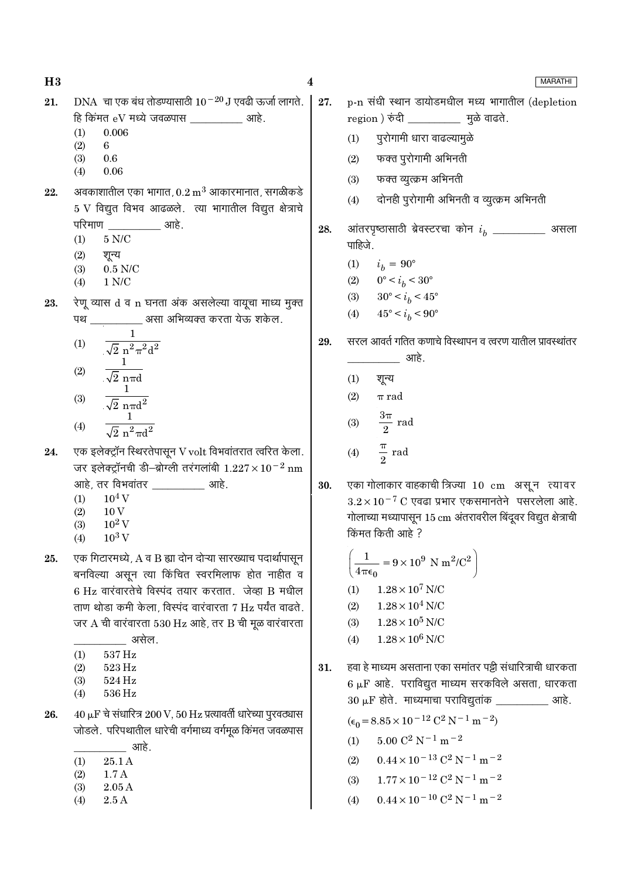21. DNA चा एक बंध तोडण्यासाठी $10^{-20}$ J एवढी ऊर्जा लागते. हि किंमत eV मध्ये जवळपास __________ आहे.

    (1) 0.006
    (2) 6
    (3) 0.6
    (4) 0.06

22. अवकाशातील एका भागात, 0.2 $m^3$ आकारमानात, सगळीकडे 5 V विद्युत विभव आढळले. त्या भागातील विद्युत क्षेत्राचे परिमाण __________ आहे.

    (1) 5 N/C
    (2) शून्य
    (3) 0.5 N/C
    (4) 1 N/C

23. रेणू व्यास d व n घनता अंक असलेल्या वायूचा माध्य मुक्त पथ __________ असा अभिव्यक्त करता येऊ शकेल.

    (1) $\frac{1}{\sqrt{2}\, n^2 \pi^2 d^2}$
    (2) $\frac{1}{\sqrt{2}\, n \pi d}$
    (3) $\frac{1}{\sqrt{2}\, n \pi d^2}$
    (4) $\frac{1}{\sqrt{2}\, n^2 \pi d^2}$

24. एक इलेक्ट्रॉन स्थिरतेपासून V volt विभवांतरात त्वरित केला. जर इलेक्ट्रॉनची डी–ब्रोग्ली तरंगलांबी $1.227 \times 10^{-2}$ nm आहे, तर विभवांतर __________ आहे.

    (1) $10^4$ V
    (2) 10 V
    (3) $10^2$ V
    (4) $10^3$ V

25. एक गिटारमध्ये, A व B ह्या दोन दोऱ्या सारख्याच पदार्थापासून बनविल्या असून त्या किंचित स्वरमिलाफ होत नाहीत व 6 Hz वारंवारतेचे विस्पंद तयार करतात. जेव्हा B मधील ताण थोडा कमी केला, विस्पंद वारंवारता 7 Hz पर्यंत वाढते. जर A ची वारंवारता 530 Hz आहे, तर B ची मूळ वारंवारता __________ असेल.

    (1) 537 Hz
    (2) 523 Hz
    (3) 524 Hz
    (4) 536 Hz

26. 40 $\mu$F चे संधारित्र 200 V, 50 Hz प्रत्यावर्ती धारेच्या पुरवठ्यास जोडले. परिपथातील धारेची वर्गमाध्य वर्गमूळ किंमत जवळपास __________ आहे.

    (1) 25.1 A
    (2) 1.7 A
    (3) 2.05 A
    (4) 2.5 A

27. p-n संधी स्थान डायोडमधील मध्य भागातील (depletion region) रुंदी __________ मुळे वाढते.

    (1) पुरोगामी धारा वाढल्यामुळे
    (2) फक्त पुरोगामी अभिनती
    (3) फक्त व्युत्क्रम अभिनती
    (4) दोनही पुरोगामी अभिनती व व्युत्क्रम अभिनती

28. आंतरपृष्ठासाठी ब्रेवस्टरचा कोन $i_b$ __________ असला पाहिजे.

    (1) $i_b = 90°$
    (2) $0° < i_b < 30°$
    (3) $30° < i_b < 45°$
    (4) $45° < i_b < 90°$

29. सरल आवर्त गतित कणाचे विस्थापन व त्वरण यातील प्रावस्थांतर __________ आहे.

    (1) शून्य
    (2) $\pi$ rad
    (3) $\frac{3\pi}{2}$ rad
    (4) $\frac{\pi}{2}$ rad

30. एका गोलाकार वाहकाची त्रिज्या 10 cm असून त्यावर $3.2 \times 10^{-7}$ C एवढा प्रभार एकसमानतेने पसरलेला आहे. गोलाच्या मध्यापासून 15 cm अंतरावरील बिंदूवर विद्युत क्षेत्राची किंमत किती आहे ?

    $\left(\frac{1}{4\pi\epsilon_0} = 9 \times 10^9 \ N\ m^2/C^2\right)$

    (1) $1.28 \times 10^7$ N/C
    (2) $1.28 \times 10^4$ N/C
    (3) $1.28 \times 10^5$ N/C
    (4) $1.28 \times 10^6$ N/C

31. हवा हे माध्यम असताना एका समांतर पट्टी संधारित्राची धारकता 6 $\mu$F आहे. पराविद्युत माध्यम सरकविले असता, धारकता 30 $\mu$F होते. माध्यमाचा पराविद्युतांक __________ आहे.

    $(\epsilon_0 = 8.85 \times 10^{-12}\ C^2 N^{-1} m^{-2})$

    (1) $5.00\ C^2 N^{-1} m^{-2}$
    (2) $0.44 \times 10^{-13}\ C^2 N^{-1} m^{-2}$
    (3) $1.77 \times 10^{-12}\ C^2 N^{-1} m^{-2}$
    (4) $0.44 \times 10^{-10}\ C^2 N^{-1} m^{-2}$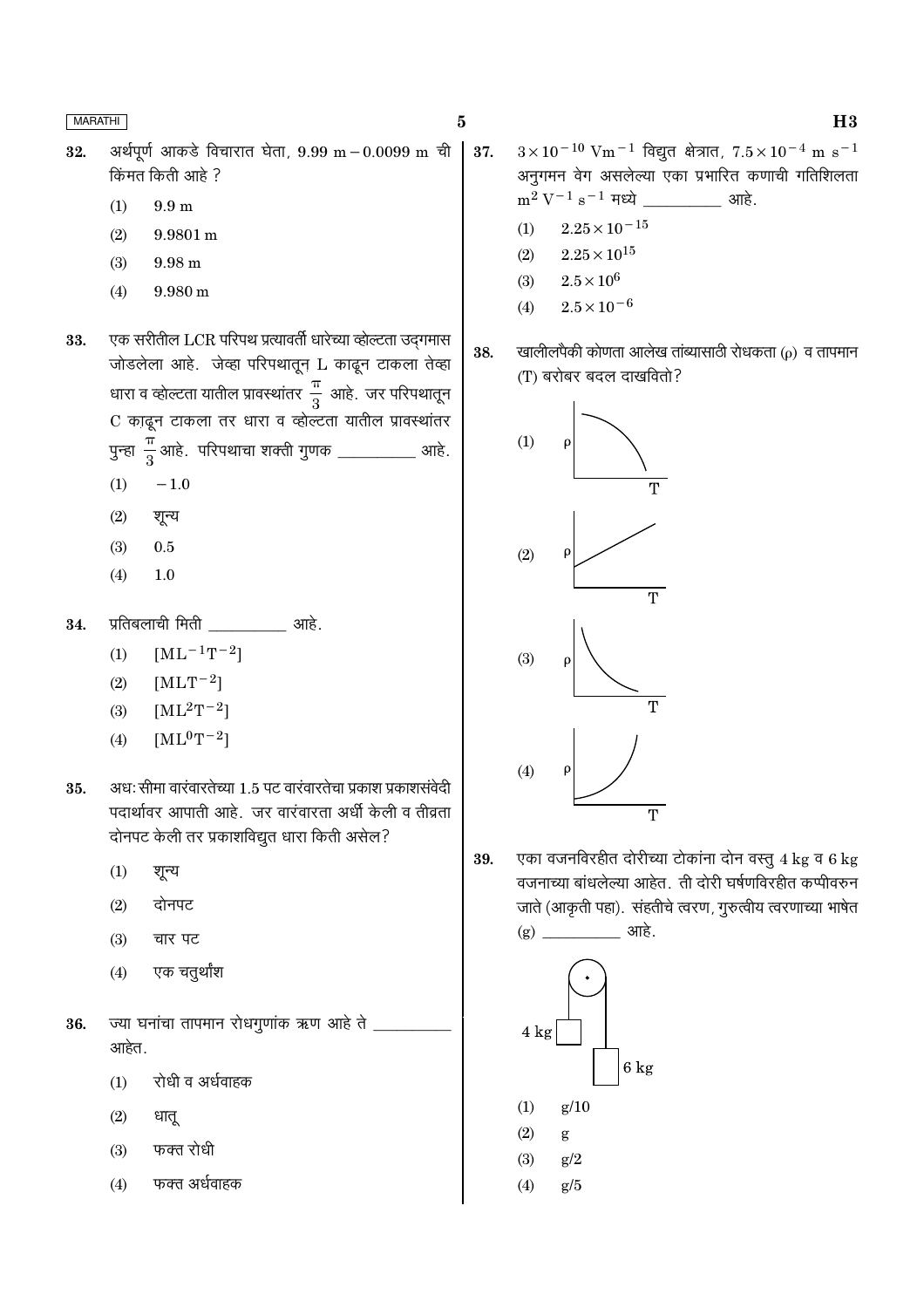32. अर्थपूर्ण आकडे विचारात घेता, 9.99 m − 0.0099 m ची किंमत किती आहे ?

(1) 9.9 m

(2) 9.9801 m

(3) 9.98 m

(4) 9.980 m

33. एक सरीतील LCR परिपथ प्रत्यावर्ती धारेच्या व्होल्टता उद्‌गमास जोडलेला आहे. जेव्हा परिपथातून L काढून टाकला तेव्हा धारा व व्होल्टता यातील प्रावस्थांतर $\frac{\pi}{3}$ आहे. जर परिपथातून C काढून टाकला तर धारा व व्होल्टता यातील प्रावस्थांतर पुन्हा $\frac{\pi}{3}$ आहे. परिपथाचा शक्ती गुणक __________ आहे.

(1) −1.0

(2) शून्य

(3) 0.5

(4) 1.0

34. प्रतिबलाची मिती __________ आहे.

(1) $[ML^{-1}T^{-2}]$

(2) $[MLT^{-2}]$

(3) $[ML^{2}T^{-2}]$

(4) $[ML^{0}T^{-2}]$

35. अध:सीमा वारंवारतेच्या 1.5 पट वारंवारतेचा प्रकाश प्रकाशसंवेदी पदार्थावर आपाती आहे. जर वारंवारता अर्धी केली व तीव्रता दोनपट केली तर प्रकाशविद्युत धारा किती असेल?

(1) शून्य

(2) दोनपट

(3) चार पट

(4) एक चतुर्थांश

36. ज्या घनांचा तापमान रोधगुणांक ऋण आहे ते __________ आहेत.

(1) रोधी व अर्धवाहक

(2) धातू

(3) फक्त रोधी

(4) फक्त अर्धवाहक

37. $3 \times 10^{-10}\ Vm^{-1}$ विद्युत क्षेत्रात, $7.5 \times 10^{-4}\ m\ s^{-1}$ अनुगमन वेग असलेल्या एका प्रभारित कणाची गतिशिलता $m^2\ V^{-1}\ s^{-1}$ मध्ये __________ आहे.

(1) $2.25 \times 10^{-15}$

(2) $2.25 \times 10^{15}$

(3) $2.5 \times 10^{6}$

(4) $2.5 \times 10^{-6}$

38. खालीलपैकी कोणता आलेख तांब्यासाठी रोधकता (ρ) व तापमान (T) बरोबर बदल दाखवितो?

(1)
ρ
T

(2)
ρ
T

(3)
ρ
T

(4)
ρ
T

39. एका वजनविरहीत दोरीच्या टोकांना दोन वस्तु 4 kg व 6 kg वजनाच्या बांधलेल्या आहेत. ती दोरी घर्षणविरहीत कप्पीवरुन जाते (आकृती पहा). संहतीचे त्वरण, गुरुत्वीय त्वरणाच्या भाषेत (g) __________ आहे.

4 kg
6 kg

(1) g/10

(2) g

(3) g/2

(4) g/5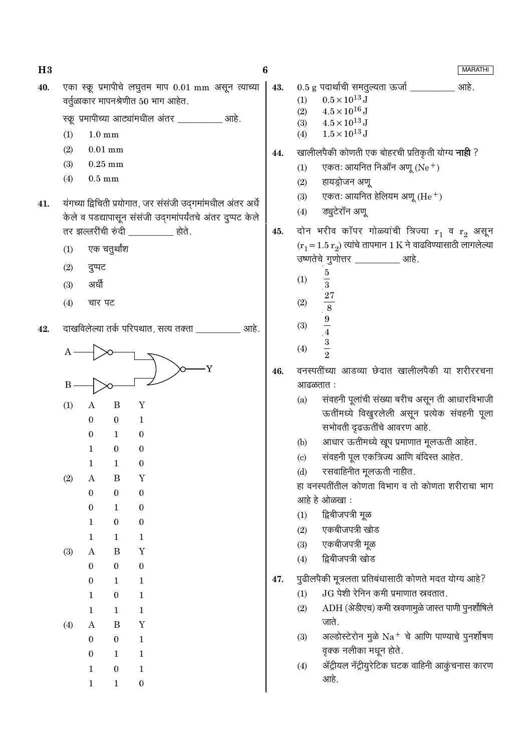40. एका स्क्रू प्रमापीचे लघुतम माप 0.01 mm असून त्याच्या वर्तुळाकार मापनश्रेणीत 50 भाग आहेत.

स्क्रू प्रमापीच्या आट्यांमधील अंतर __________ आहे.

(1) 1.0 mm

(2) 0.01 mm

(3) 0.25 mm

(4) 0.5 mm

41. यंगच्या द्विचिती प्रयोगात, जर संसंजी उद्गमांमधील अंतर अर्धे केले व पडद्यापासून संसंजी उद्गमांपर्यंतचे अंतर दुप्पट केले तर झल्लरींची रुंदी __________ होते.

(1) एक चतुर्थांश

(2) दुप्पट

(3) अर्धी

(4) चार पट

42. दाखविलेल्या तर्क परिपथात, सत्य तक्ता __________ आहे.

A

B

Y

(1)

| A | B | Y |
|---|---|---|
| 0 | 0 | 1 |
| 0 | 1 | 0 |
| 1 | 0 | 0 |
| 1 | 1 | 0 |

(2)

| A | B | Y |
|---|---|---|
| 0 | 0 | 0 |
| 0 | 1 | 0 |
| 1 | 0 | 0 |
| 1 | 1 | 1 |

(3)

| A | B | Y |
|---|---|---|
| 0 | 0 | 0 |
| 0 | 1 | 1 |
| 1 | 0 | 1 |
| 1 | 1 | 1 |

(4)

| A | B | Y |
|---|---|---|
| 0 | 0 | 1 |
| 0 | 1 | 1 |
| 1 | 0 | 1 |
| 1 | 1 | 0 |

43. 0.5 g पदार्थाची समतुल्यता ऊर्जा __________ आहे.

(1) $0.5 \times 10^{13}$ J

(2) $4.5 \times 10^{16}$ J

(3) $4.5 \times 10^{13}$ J

(4) $1.5 \times 10^{13}$ J

44. खालीलपैकी कोणती एक बोहरची प्रतिकृती योग्य **नाही** ?

(1) एकतः आयनित निऑन अणू ($Ne^+$)

(2) हायड्रोजन अणू

(3) एकतः आयनित हेलियम अणू ($He^+$)

(4) ड्युटेरॉन अणू

45. दोन भरीव कॉपर गोळ्यांची त्रिज्या $r_1$ व $r_2$ असून ($r_1 = 1.5\, r_2$) त्यांचे तापमान 1 K ने वाढविण्यासाठी लागलेल्या उष्णतेचे गुणोत्तर __________ आहे.

(1) $\frac{5}{3}$

(2) $\frac{27}{8}$

(3) $\frac{9}{4}$

(4) $\frac{3}{2}$

46. वनस्पतींच्या आडव्या छेदात खालीलपैकी या शरीररचना आढळतात :

(a) संवहनी पूलांची संख्या बरीच असून ती आधारविभाजी ऊतींमध्ये विखुरलेली असून प्रत्येक संवहनी पूला सभोवती दृढऊतींचे आवरण आहे.

(b) आधार ऊतीमध्ये खूप प्रमाणात मूलऊती आहेत.

(c) संवहनी पूल एकत्रिज्य आणि बंदिस्त आहेत.

(d) रसवाहिनीत मूलऊती नाहीत.

हा वनस्पतींतील कोणता विभाग व तो कोणता शरीराचा भाग आहे हे ओळखा :

(1) द्विबीजपत्री मूळ

(2) एकबीजपत्री खोड

(3) एकबीजपत्री मूळ

(4) द्विबीजपत्री खोड

47. पुढीलपैकी मूत्रलता प्रतिबंधासाठी कोणते मदत योग्य आहे?

(1) JG पेशी रेनिन कमी प्रमाणात स्रवतात.

(2) ADH (अेडीएच) कमी स्रवणामुळे जास्त पाणी पुनर्शोषिले जाते.

(3) अल्डोस्टेरोन मुळे $Na^+$ चे आणि पाण्याचे पुनर्शोषण वृक्क नलीका मधून होते.

(4) ॲट्रीयल नॅट्रीयुरेटिक घटक वाहिनी आकुंचनास कारण आहे.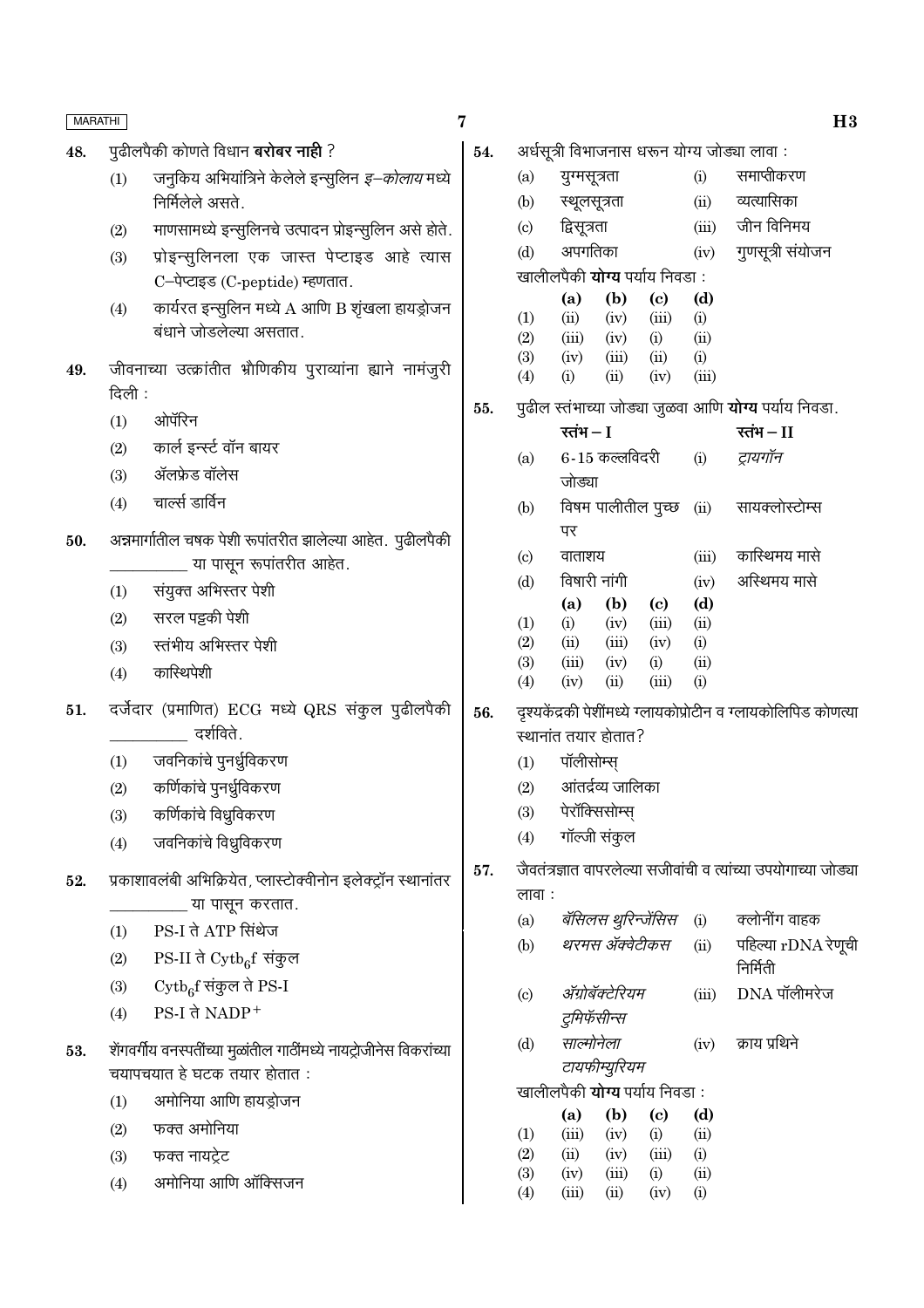48. पुढीलपैकी कोणते विधान **बरोबर नाही** ?

(1) जनुकिय अभियांत्रिने केलेले इन्सुलिन *इ–कोलाय* मध्ये निर्मिलेले असते.

(2) माणसामध्ये इन्सुलिनचे उत्पादन प्रोइन्सुलिन असे होते.

(3) प्रोइन्सुलिनला एक जास्त पेप्टाइड आहे त्यास C–पेप्टाइड (C-peptide) म्हणतात.

(4) कार्यरत इन्सुलिन मध्ये A आणि B शृंखला हायड्रोजन बंधाने जोडलेल्या असतात.

49. जीवनाच्या उत्क्रांतीत भ्रौणिकीय पुराव्यांना ह्याने नामंजुरी दिली :

(1) ओपॅरिन

(2) कार्ल इन्स्र्ट वॉन बायर

(3) अॅलफ्रेड वॉलेस

(4) चार्ल्स डार्विन

50. अन्नमार्गातील चषक पेशी रूपांतरीत झालेल्या आहेत. पुढीलपैकी __________ या पासून रूपांतरीत आहेत.

(1) संयुक्त अभिस्तर पेशी

(2) सरल पट्टकी पेशी

(3) स्तंभीय अभिस्तर पेशी

(4) कास्थिपेशी

51. दर्जेदार (प्रमाणित) ECG मध्ये QRS संकुल पुढीलपैकी __________ दर्शविते.

(1) जवनिकांचे पुनर्ध्रुविकरण

(2) कर्णिकांचे पुनर्ध्रुविकरण

(3) कर्णिकांचे विध्रुविकरण

(4) जवनिकांचे विध्रुविकरण

52. प्रकाशावलंबी अभिक्रियेत, प्लास्टोक्वीनोन इलेक्ट्रॉन स्थानांतर __________ या पासून करतात.

(1) PS-I ते ATP सिंथेज

(2) PS-II ते $Cytb_6f$ संकुल

(3) $Cytb_6f$ संकुल ते PS-I

(4) PS-I ते $NADP^+$

53. शेंगवर्गीय वनस्पतींच्या मुळांतील गाठींमध्ये नायट्रोजीनेस विकरांच्या चयापचयात हे घटक तयार होतात :

(1) अमोनिया आणि हायड्रोजन

(2) फक्त अमोनिया

(3) फक्त नायट्रेट

(4) अमोनिया आणि ऑक्सिजन

54. अर्धसूत्री विभाजनास धरून योग्य जोड्या लावा :

| | | | |
|---|---|---|---|
| (a) | युग्मसूत्रता | (i) | समापीकरण |
| (b) | स्थूलसूत्रता | (ii) | व्यत्यासिका |
| (c) | द्विसूत्रता | (iii) | जीन विनिमय |
| (d) | अपगतिका | (iv) | गुणसूत्री संयोजन |

खालीलपैकी **योग्य** पर्याय निवडा :

| | (a) | (b) | (c) | (d) |
|---|---|---|---|---|
| (1) | (ii) | (iv) | (iii) | (i) |
| (2) | (iii) | (iv) | (i) | (ii) |
| (3) | (iv) | (iii) | (ii) | (i) |
| (4) | (i) | (ii) | (iv) | (iii) |

55. पुढील स्तंभाच्या जोड्या जुळवा आणि **योग्य** पर्याय निवडा.

| | स्तंभ – I | | स्तंभ – II |
|---|---|---|---|
| (a) | 6-15 कल्लविदरी जोड्या | (i) | *ट्रायगॉन* |
| (b) | विषम पालीतील पुच्छ पर | (ii) | सायक्लोस्टोम्स |
| (c) | वाताशय | (iii) | कास्थिमय मासे |
| (d) | विषारी नांगी | (iv) | अस्थिमय मासे |

| | (a) | (b) | (c) | (d) |
|---|---|---|---|---|
| (1) | (i) | (iv) | (iii) | (ii) |
| (2) | (ii) | (iii) | (iv) | (i) |
| (3) | (iii) | (iv) | (i) | (ii) |
| (4) | (iv) | (ii) | (iii) | (i) |

56. दृश्यकेंद्रकी पेशींमध्ये ग्लायकोप्रोटीन व ग्लायकोलिपिड कोणत्या स्थानांत तयार होतात?

(1) पॉलीसोम्स्

(2) आंतर्द्रव्य जालिका

(3) पेरॉक्सिसोम्स्

(4) गॉल्जी संकुल

57. जैवतंत्रज्ञात वापरलेल्या सजीवांची व त्यांच्या उपयोगाच्या जोड्या लावा :

| | | | |
|---|---|---|---|
| (a) | *बॅसिलस थुरिन्जेंसिस* | (i) | क्लोनींग वाहक |
| (b) | *थरमस अॅक्वेटीकस* | (ii) | पहिल्या rDNA रेणूची निर्मिती |
| (c) | *अॅग्रोबॅक्टेरियम टुमिफॅसीन्स* | (iii) | DNA पॉलीमरेज |
| (d) | *साल्मोनेला टायफीम्युरियम* | (iv) | क्राय प्रथिने |

खालीलपैकी **योग्य** पर्याय निवडा :

| | (a) | (b) | (c) | (d) |
|---|---|---|---|---|
| (1) | (iii) | (iv) | (i) | (ii) |
| (2) | (ii) | (iv) | (iii) | (i) |
| (3) | (iv) | (iii) | (i) | (ii) |
| (4) | (iii) | (ii) | (iv) | (i) |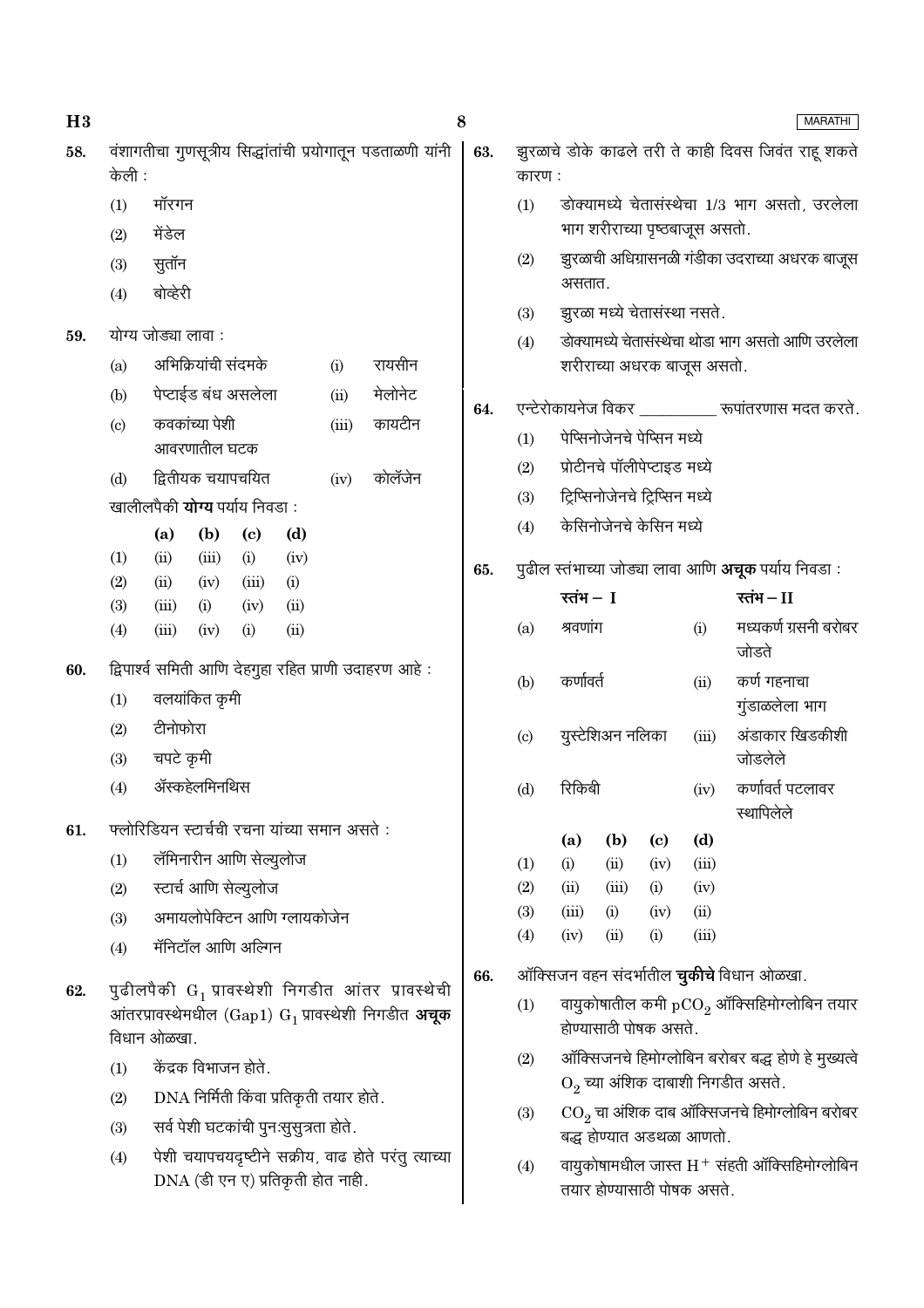58. वंशागतीचा गुणसूत्रीय सिद्धांतांची प्रयोगातून पडताळणी यांनी केली :

(1) मॉरगन

(2) मेंडेल

(3) सुतॉन

(4) बोव्हेरी

59. योग्य जोड्या लावा :

| | | | |
|---|---|---|---|
| (a) | अभिक्रियांची संदमके | (i) | रायसीन |
| (b) | पेप्टाईड बंध असलेला | (ii) | मेलोनेट |
| (c) | कवकांच्या पेशी आवरणातील घटक | (iii) | कायटीन |
| (d) | द्वितीयक चयापचयित | (iv) | कोलॅजेन |

खालीलपैकी **योग्य** पर्याय निवडा :

| | (a) | (b) | (c) | (d) |
|---|---|---|---|---|
| (1) | (ii) | (iii) | (i) | (iv) |
| (2) | (ii) | (iv) | (iii) | (i) |
| (3) | (iii) | (i) | (iv) | (ii) |
| (4) | (iii) | (iv) | (i) | (ii) |

60. द्विपार्श्व समिती आणि देहगुहा रहित प्राणी उदाहरण आहे :

(1) वलयांकित कृमी

(2) टीनोफोरा

(3) चपटे कृमी

(4) ॲस्कहेलमिनथिस

61. फ्लोरिडियन स्टार्चची रचना यांच्या समान असते :

(1) लॅमिनारीन आणि सेल्युलोज

(2) स्टार्च आणि सेल्युलोज

(3) अमायलोपेक्टिन आणि ग्लायकोजेन

(4) मॅनिटॉल आणि अल्गिन

62. पुढीलपैकी $G_1$ प्रावस्थेशी निगडीत आंतर प्रावस्थेची आंतरप्रावस्थेमधील (Gap1) $G_1$ प्रावस्थेशी निगडीत **अचूक** विधान ओळखा.

(1) केंद्रक विभाजन होते.

(2) DNA निर्मिती किंवा प्रतिकृती तयार होते.

(3) सर्व पेशी घटकांची पुनःसुसुत्रता होते.

(4) पेशी चयापचयदृष्टीने सक्रीय, वाढ होते परंतु त्याच्या DNA (डी एन ए) प्रतिकृती होत नाही.

63. झुरळाचे डोके काढले तरी ते काही दिवस जिवंत राहू शकते कारण :

(1) डोक्यामध्ये चेतासंस्थेचा 1/3 भाग असतो, उरलेला भाग शरीराच्या पृष्ठबाजूस असतो.

(2) झुरळाची अधिग्रासनळी गंडीका उदराच्या अधरक बाजूस असतात.

(3) झुरळा मध्ये चेतासंस्था नसते.

(4) डोक्यामध्ये चेतासंस्थेचा थोडा भाग असतो आणि उरलेला शरीराच्या अधरक बाजूस असतो.

64. एन्टेरोकायनेज विकर __________ रूपांतरणास मदत करते.

(1) पेप्सिनोजेनचे पेप्सिन मध्ये

(2) प्रोटीनचे पॉलीपेप्टाइड मध्ये

(3) ट्रिप्सिनोजेनचे ट्रिप्सिन मध्ये

(4) केसिनोजेनचे केसिन मध्ये

65. पुढील स्तंभाच्या जोड्या लावा आणि **अचूक** पर्याय निवडा :

| | स्तंभ – I | | स्तंभ – II |
|---|---|---|---|
| (a) | श्रवणांग | (i) | मध्यकर्ण ग्रसनी बरोबर जोडते |
| (b) | कर्णावर्त | (ii) | कर्ण गहनाचा गुंडाळलेला भाग |
| (c) | युस्टेशिअन नलिका | (iii) | अंडाकार खिडकीशी जोडलेले |
| (d) | रिकिबी | (iv) | कर्णावर्त पटलावर स्थापिलेले |

| | (a) | (b) | (c) | (d) |
|---|---|---|---|---|
| (1) | (i) | (ii) | (iv) | (iii) |
| (2) | (ii) | (iii) | (i) | (iv) |
| (3) | (iii) | (i) | (iv) | (ii) |
| (4) | (iv) | (ii) | (i) | (iii) |

66. ऑक्सिजन वहन संदर्भातील **चुकीचे** विधान ओळखा.

(1) वायुकोषातील कमी $pCO_2$ ऑक्सिहिमोग्लोबिन तयार होण्यासाठी पोषक असते.

(2) ऑक्सिजनचे हिमोग्लोबिन बरोबर बद्ध होणे हे मुख्यत्वे $O_2$ च्या अंशिक दाबाशी निगडीत असते.

(3) $CO_2$ चा अंशिक दाब ऑक्सिजनचे हिमोग्लोबिन बरोबर बद्ध होण्यात अडथळा आणतो.

(4) वायुकोषामधील जास्त $H^+$ संहती ऑक्सिहिमोग्लोबिन तयार होण्यासाठी पोषक असते.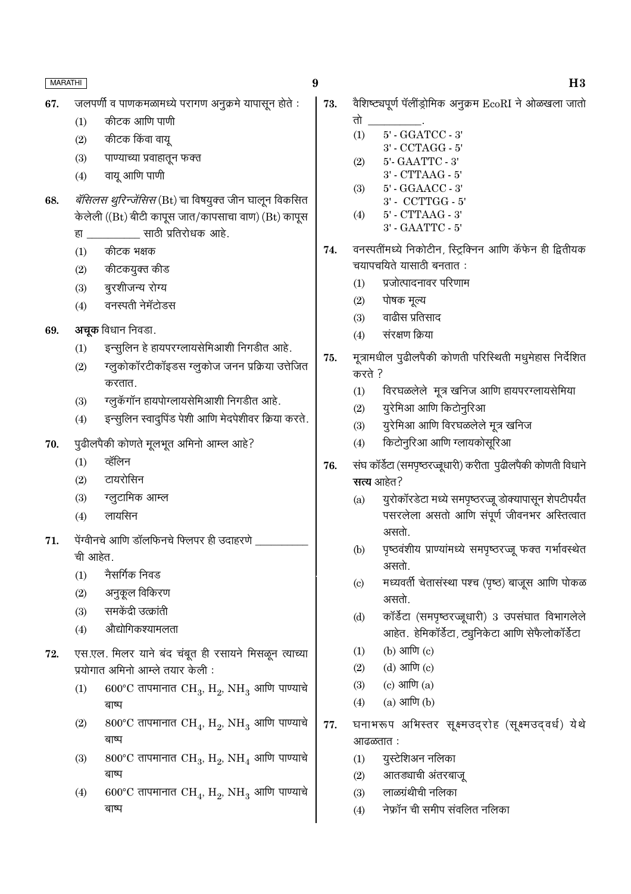67. जलपर्णी व पाणकमळामध्ये परागण अनुक्रमे यापासून होते :
   (1) कीटक आणि पाणी
   (2) कीटक किंवा वायू
   (3) पाण्याच्या प्रवाहातून फक्त
   (4) वायू आणि पाणी

68. *बॅसिलस थुरिन्जेंसिस* (Bt) चा विषयुक्त जीन घालून विकसित केलेली ((Bt) बीटी कापूस जात/कापसाचा वाण) (Bt) कापूस हा __________ साठी प्रतिरोधक आहे.
   (1) कीटक भक्षक
   (2) कीटकयुक्त कीड
   (3) बुरशीजन्य रोग्य
   (4) वनस्पती नेमॅटोडस

69. **अचूक** विधान निवडा.
   (1) इन्सुलिन हे हायपरग्लायसेमिआशी निगडीत आहे.
   (2) ग्लुकोकॉरटीकॉइडस ग्लुकोज जनन प्रक्रिया उत्तेजित करतात.
   (3) ग्लुकॅगॉन हायपोग्लायसेमिआशी निगडीत आहे.
   (4) इन्सुलिन स्वादुपिंड पेशी आणि मेदपेशीवर क्रिया करते.

70. पुढीलपैकी कोणते मूलभूत अमिनो आम्ल आहे?
   (1) व्हॅलिन
   (2) टायरोसिन
   (3) ग्लुटामिक आम्ल
   (4) लायसिन

71. पेंग्वीनचे आणि डॉलफिनचे फ्लिपर ही उदाहरणे __________ ची आहेत.
   (1) नैसर्गिक निवड
   (2) अनुकूल विकिरण
   (3) समकेंद्री उत्क्रांती
   (4) औद्योगिकश्यामलता

72. एस.एल. मिलर याने बंद चंबूत ही रसायने मिसळून त्याच्या प्रयोगात अमिनो आम्ले तयार केली :
   (1) 600°C तापमानात $CH_3$, $H_2$, $NH_3$ आणि पाण्याचे बाष्प
   (2) 800°C तापमानात $CH_4$, $H_2$, $NH_3$ आणि पाण्याचे बाष्प
   (3) 800°C तापमानात $CH_3$, $H_2$, $NH_4$ आणि पाण्याचे बाष्प
   (4) 600°C तापमानात $CH_4$, $H_2$, $NH_3$ आणि पाण्याचे बाष्प

73. वैशिष्ट्यपूर्ण पॅलींड्रोमिक अनुक्रम EcoRI ने ओळखला जातो तो __________.
   (1) 5' - GGATCC - 3'
       3' - CCTAGG - 5'
   (2) 5'- GAATTC - 3'
       3' - CTTAAG - 5'
   (3) 5' - GGAACC - 3'
       3' - CCTTGG - 5'
   (4) 5' - CTTAAG - 3'
       3' - GAATTC - 5'

74. वनस्पतींमध्ये निकोटीन, स्ट्रिक्निन आणि कॅफेन ही द्वितीयक चयापचयिते यासाठी बनतात :
   (1) प्रजोत्पादनावर परिणाम
   (2) पोषक मूल्य
   (3) वाढीस प्रतिसाद
   (4) संरक्षण क्रिया

75. मूत्रामधील पुढीलपैकी कोणती परिस्थिती मधुमेहास निर्देशित करते ?
   (1) विरघळलेले मूत्र खनिज आणि हायपरग्लायसेमिया
   (2) युरेमिआ आणि किटोनुरिआ
   (3) युरेमिआ आणि विरघळलेले मूत्र खनिज
   (4) किटोनुरिआ आणि ग्लायकोसूरिआ

76. संघ कॉर्डेटा (समपृष्ठरज्जूधारी) करीता पुढीलपैकी कोणती विधाने **सत्य** आहेत?
   (a) युरोकॉरडेटा मध्ये समपृष्ठरज्जू डोक्यापासून शेपटीपर्यंत पसरलेला असतो आणि संपूर्ण जीवनभर अस्तित्वात असतो.
   (b) पृष्ठवंशीय प्राण्यांमध्ये समपृष्ठरज्जू फक्त गर्भावस्थेत असतो.
   (c) मध्यवर्ती चेतासंस्था पश्च (पृष्ठ) बाजूस आणि पोकळ असतो.
   (d) कॉर्डेटा (समपृष्ठरज्जूधारी) 3 उपसंघात विभागलेले आहेत. हेमिकॉर्डेटा, ट्युनिकेटा आणि सेफैलोकॉर्डेटा
   (1) (b) आणि (c)
   (2) (d) आणि (c)
   (3) (c) आणि (a)
   (4) (a) आणि (b)

77. घनाभरूप अभिस्तर सूक्ष्मउद्रोह (सूक्ष्मउद्वर्ध) येथे आढळतात :
   (1) युस्टेशिअन नलिका
   (2) आतड्याची अंतरबाजू
   (3) लाळग्रंथीची नलिका
   (4) नेफ्रॉन ची समीप संवलित नलिका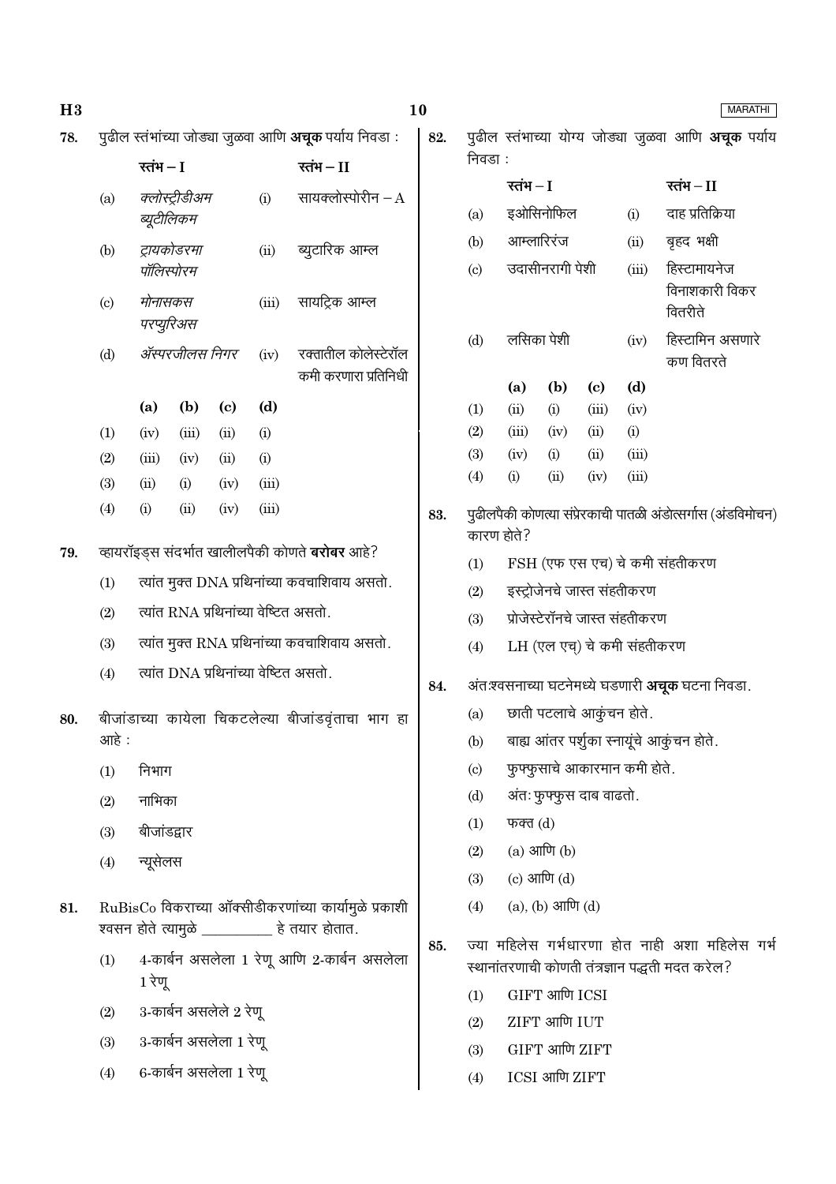78. पुढील स्तंभांच्या जोड्या जुळवा आणि **अचूक** पर्याय निवडा :

| | स्तंभ – I | | स्तंभ – II |
|---|---|---|---|
| (a) | *क्लोस्ट्रीडीअम ब्यूटीलिकम* | (i) | सायक्लोस्पोरीन – A |
| (b) | *ट्रायकोडरमा पॉलिस्पोरम* | (ii) | ब्युटारिक आम्ल |
| (c) | *मोनासकस परप्युरिअस* | (iii) | सायट्रिक आम्ल |
| (d) | *ॲस्परजीलस निगर* | (iv) | रक्तातील कोलेस्टेरॉल कमी करणारा प्रतिनिधी |

| | (a) | (b) | (c) | (d) |
|---|---|---|---|---|
| (1) | (iv) | (iii) | (ii) | (i) |
| (2) | (iii) | (iv) | (ii) | (i) |
| (3) | (ii) | (i) | (iv) | (iii) |
| (4) | (i) | (ii) | (iv) | (iii) |

79. व्हायरॉइड्स संदर्भात खालीलपैकी कोणते **बरोबर** आहे?

(1) त्यांत मुक्त DNA प्रथिनांच्या कवचाशिवाय असतो.

(2) त्यांत RNA प्रथिनांच्या वेष्टित असतो.

(3) त्यांत मुक्त RNA प्रथिनांच्या कवचाशिवाय असतो.

(4) त्यांत DNA प्रथिनांच्या वेष्टित असतो.

80. बीजांडाच्या कायेला चिकटलेल्या बीजांडवृंताचा भाग हा आहे :

(1) निभाग

(2) नाभिका

(3) बीजांडद्वार

(4) न्यूसेलस

81. RuBisCo विकराच्या ऑक्सीडीकरणांच्या कार्यामुळे प्रकाशी श्वसन होते त्यामुळे __________ हे तयार होतात.

(1) 4-कार्बन असलेला 1 रेणू आणि 2-कार्बन असलेला 1 रेणू

(2) 3-कार्बन असलेले 2 रेणू

(3) 3-कार्बन असलेला 1 रेणू

(4) 6-कार्बन असलेला 1 रेणू

82. पुढील स्तंभाच्या योग्य जोड्या जुळवा आणि **अचूक** पर्याय निवडा :

| | स्तंभ – I | | स्तंभ – II |
|---|---|---|---|
| (a) | इओसिनोफिल | (i) | दाह प्रतिक्रिया |
| (b) | आम्लारिरंज | (ii) | बृहद भक्षी |
| (c) | उदासीनरागी पेशी | (iii) | हिस्टामायनेज विनाशकारी विकर वितरीते |
| (d) | लसिका पेशी | (iv) | हिस्टामिन असणारे कण वितरते |

| | (a) | (b) | (c) | (d) |
|---|---|---|---|---|
| (1) | (ii) | (i) | (iii) | (iv) |
| (2) | (iii) | (iv) | (ii) | (i) |
| (3) | (iv) | (i) | (ii) | (iii) |
| (4) | (i) | (ii) | (iv) | (iii) |

83. पुढीलपैकी कोणत्या संप्रेरकाची पातळी अंडोत्सर्गास (अंडविमोचन) कारण होते?

(1) FSH (एफ एस एच) चे कमी संहतीकरण

(2) इस्ट्रोजेनचे जास्त संहतीकरण

(3) प्रोजेस्टेरॉनचे जास्त संहतीकरण

(4) LH (एल एच) चे कमी संहतीकरण

84. अंतःश्वसनाच्या घटनेमध्ये घडणारी **अचूक** घटना निवडा.

(a) छाती पटलाचे आकुंचन होते.

(b) बाह्य आंतर पर्शुका स्नायूंचे आकुंचन होते.

(c) फुफ्फुसाचे आकारमान कमी होते.

(d) अंतः फुफ्फुस दाब वाढतो.

(1) फक्त (d)

(2) (a) आणि (b)

(3) (c) आणि (d)

(4) (a), (b) आणि (d)

85. ज्या महिलेस गर्भधारणा होत नाही अशा महिलेस गर्भ स्थानांतरणाची कोणती तंत्रज्ञान पद्धती मदत करेल?

(1) GIFT आणि ICSI

(2) ZIFT आणि IUT

(3) GIFT आणि ZIFT

(4) ICSI आणि ZIFT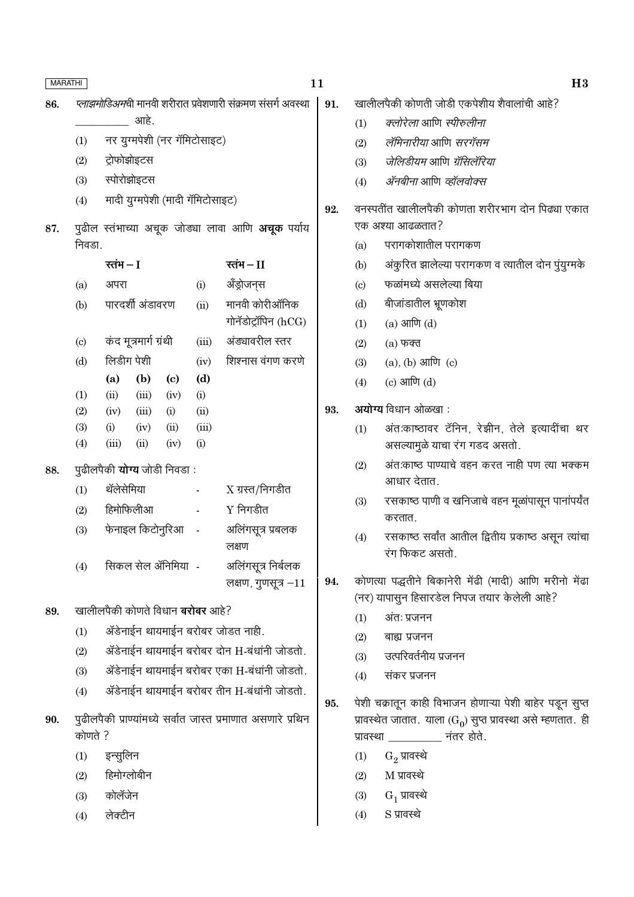86. *प्लाझमोडिअम*ची मानवी शरीरात प्रवेशणारी संक्रमण संसर्ग अवस्था __________ आहे.

(1) नर युग्मपेशी (नर गॅमिटोसाइट)

(2) ट्रोफोझोइटस

(3) स्पोरोझोइटस

(4) मादी युग्मपेशी (मादी गॅमिटोसाइट)

87. पुढील स्तंभाच्या अचूक जोड्या लावा आणि **अचूक** पर्याय निवडा.

| | स्तंभ – I | | स्तंभ – II |
|---|---|---|---|
| (a) | अपरा | (i) | अँड्रोजन्स |
| (b) | पारदर्शी अंडावरण | (ii) | मानवी कोरीऑनिक गोनॅडोट्रॉपिन (hCG) |
| (c) | कंद मूत्रमार्ग ग्रंथी | (iii) | अंड्यावरील स्तर |
| (d) | लिडीग पेशी | (iv) | शिश्नास वंगण करणे |

| | (a) | (b) | (c) | (d) |
|---|---|---|---|---|
| (1) | (ii) | (iii) | (iv) | (i) |
| (2) | (iv) | (iii) | (i) | (ii) |
| (3) | (i) | (iv) | (ii) | (iii) |
| (4) | (iii) | (ii) | (iv) | (i) |

88. पुढीलपैकी **योग्य** जोडी निवडा :

(1) थॅलेसेमिया - X ग्रस्त/निगडीत

(2) हिमोफिलीआ - Y निगडीत

(3) फेनाइल किटोनुरिआ - अलिंगसूत्र प्रबलक लक्षण

(4) सिकल सेल ॲनिमिया - अलिंगसूत्र निर्बलक लक्षण, गुणसूत्र –11

89. खालीलपैकी कोणते विधान **बरोबर** आहे?

(1) ॲडेनाईन थायमाईन बरोबर जोडत नाही.

(2) ॲडेनाईन थायमाईन बरोबर दोन H-बंधांनी जोडतो.

(3) ॲडेनाईन थायमाईन बरोबर एका H-बंधांनी जोडतो.

(4) ॲडेनाईन थायमाईन बरोबर तीन H-बंधांनी जोडतो.

90. पुढीलपैकी प्राण्यांमध्ये सर्वात जास्त प्रमाणात असणारे प्रथिन कोणते ?

(1) इन्सुलिन

(2) हिमोग्लोबीन

(3) कोलॅजेन

(4) लेक्टीन

91. खालीलपैकी कोणती जोडी एकपेशीय शैवालांची आहे?

(1) *क्लोरेला* आणि *स्पीरुलीना*

(2) *लॅमिनारीया* आणि *सरगॅसम*

(3) *जेलिडीयम* आणि *ग्रॅसिलॅरिया*

(4) *ॲनबीना* आणि *व्हॉलवोक्स*

92. वनस्पतींत खालीलपैकी कोणता शरीरभाग दोन पिढ्या एकात एक अश्या आढळतात?

(a) परागकोशातील परागकण

(b) अंकुरित झालेल्या परागकण व त्यातील दोन पुंयुग्मके

(c) फळांमध्ये असलेल्या बिया

(d) बीजांडातील भ्रूणकोश

(1) (a) आणि (d)

(2) (a) फक्त

(3) (a), (b) आणि (c)

(4) (c) आणि (d)

93. **अयोग्य** विधान ओळखा :

(1) अंतःकाष्ठावर टॅनिन, रेझीन, तेले इत्यादींचा थर असल्यामुळे याचा रंग गडद असतो.

(2) अंतःकाष्ठ पाण्याचे वहन करत नाही पण त्या भक्कम आधार देतात.

(3) रसकाष्ठ पाणी व खनिजाचे वहन मूळांपासून पानांपर्यंत करतात.

(4) रसकाष्ठ सर्वांत आतील द्वितीय प्रकाष्ठ असून त्यांचा रंग फिकट असतो.

94. कोणत्या पद्धतीने बिकानेरी मेंढी (मादी) आणि मरीनो मेंढा (नर) यापासुन हिसारडेल निपज तयार केलेली आहे?

(1) अंतः प्रजनन

(2) बाह्य प्रजनन

(3) उत्परिवर्तनीय प्रजनन

(4) संकर प्रजनन

95. पेशी चक्रातून काही विभाजन होणाऱ्या पेशी बाहेर पडून सुप्त प्रावस्थेत जातात. याला ($G_0$) सुप्त प्रावस्था असे म्हणतात. ही प्रावस्था __________ नंतर होते.

(1) $G_2$ प्रावस्थे

(2) M प्रावस्थे

(3) $G_1$ प्रावस्थे

(4) S प्रावस्थे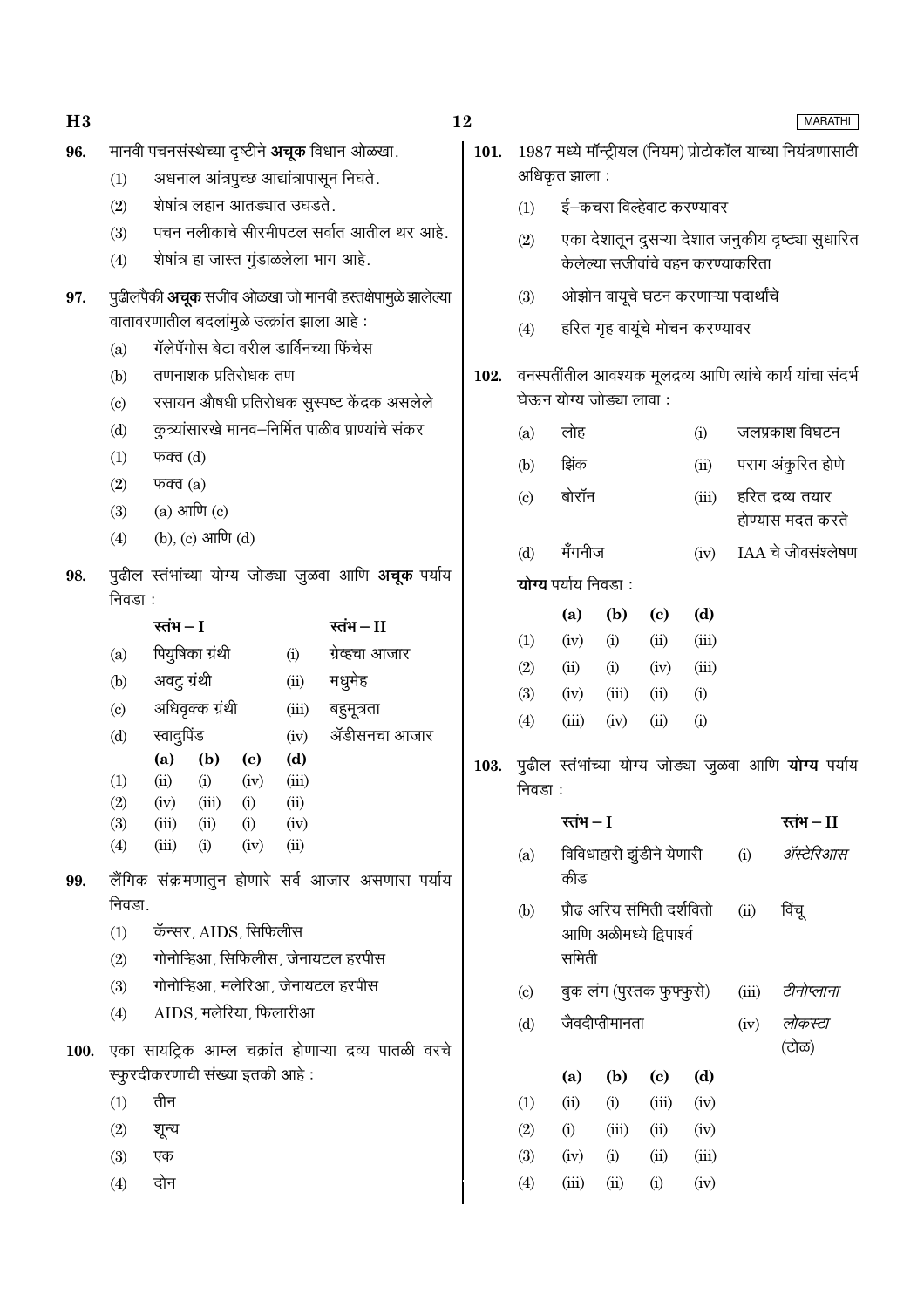96. मानवी पचनसंस्थेच्या दृष्टीने **अचूक** विधान ओळखा.

(1) अधनाल आंत्रपुच्छ आद्यांत्रापासून निघते.

(2) शेषांत्र लहान आतड्यात उघडते.

(3) पचन नलीकाचे सीरमीपटल सर्वात आतील थर आहे.

(4) शेषांत्र हा जास्त गुंडाळलेला भाग आहे.

97. पुढीलपैकी **अचूक** सजीव ओळखा जो मानवी हस्तक्षेपामुळे झालेल्या वातावरणातील बदलांमुळे उत्क्रांत झाला आहे :

(a) गॅलेपॅगोस बेटा वरील डार्विनच्या फिंचेस

(b) तणनाशक प्रतिरोधक तण

(c) रसायन औषधी प्रतिरोधक सुस्पष्ट केंद्रक असलेले

(d) कुत्र्यांसारखे मानव–निर्मित पाळीव प्राण्यांचे संकर

(1) फक्त (d)

(2) फक्त (a)

(3) (a) आणि (c)

(4) (b), (c) आणि (d)

98. पुढील स्तंभांच्या योग्य जोड्या जुळवा आणि **अचूक** पर्याय निवडा :

| | स्तंभ – I | | स्तंभ – II |
|---|---|---|---|
| (a) | पियुषिका ग्रंथी | (i) | ग्रेव्हचा आजार |
| (b) | अवटु ग्रंथी | (ii) | मधुमेह |
| (c) | अधिवृक्क ग्रंथी | (iii) | बहुमूत्रता |
| (d) | स्वादुपिंड | (iv) | ॲडीसनचा आजार |

| | (a) | (b) | (c) | (d) |
|---|---|---|---|---|
| (1) | (ii) | (i) | (iv) | (iii) |
| (2) | (iv) | (iii) | (i) | (ii) |
| (3) | (iii) | (ii) | (i) | (iv) |
| (4) | (iii) | (i) | (iv) | (ii) |

99. लैंगिक संक्रमणातुन होणारे सर्व आजार असणारा पर्याय निवडा.

(1) कॅन्सर, AIDS, सिफिलीस

(2) गोनोन्हिआ, सिफिलीस, जेनायटल हरपीस

(3) गोनोन्हिआ, मलेरिआ, जेनायटल हरपीस

(4) AIDS, मलेरिया, फिलारीआ

100. एका सायट्रिक आम्ल चक्रांत होणाऱ्या द्रव्य पातळी वरचे स्फुरदीकरणाची संख्या इतकी आहे :

(1) तीन

(2) शून्य

(3) एक

(4) दोन

101. 1987 मध्ये मॉन्ट्रीयल (नियम) प्रोटोकॉल याच्या नियंत्रणासाठी अधिकृत झाला :

(1) ई–कचरा विल्हेवाट करण्यावर

(2) एका देशातून दुसऱ्या देशात जनुकीय दृष्ट्या सुधारित केलेल्या सजीवांचे वहन करण्याकरिता

(3) ओझोन वायूचे घटन करणाऱ्या पदार्थांचे

(4) हरित गृह वायूंचे मोचन करण्यावर

102. वनस्पतींतील आवश्यक मूलद्रव्य आणि त्यांचे कार्य यांचा संदर्भ घेऊन योग्य जोड्या लावा :

| | | | |
|---|---|---|---|
| (a) | लोह | (i) | जलप्रकाश विघटन |
| (b) | झिंक | (ii) | पराग अंकुरित होणे |
| (c) | बोरॉन | (iii) | हरित द्रव्य तयार होण्यास मदत करते |
| (d) | मॅंगनीज | (iv) | IAA चे जीवसंश्लेषण |

**योग्य** पर्याय निवडा :

| | (a) | (b) | (c) | (d) |
|---|---|---|---|---|
| (1) | (iv) | (i) | (ii) | (iii) |
| (2) | (ii) | (i) | (iv) | (iii) |
| (3) | (iv) | (iii) | (ii) | (i) |
| (4) | (iii) | (iv) | (ii) | (i) |

103. पुढील स्तंभांच्या योग्य जोड्या जुळवा आणि **योग्य** पर्याय निवडा :

| | स्तंभ – I | | स्तंभ – II |
|---|---|---|---|
| (a) | विविधाहारी झुंडीने येणारी कीड | (i) | *ॲस्टेरिआस* |
| (b) | प्रौढ अरिय संमिती दर्शवितो आणि अळीमध्ये द्विपार्श्व समिती | (ii) | विंचू |
| (c) | बुक लंग (पुस्तक फुफ्फुसे) | (iii) | *टीनोप्लाना* |
| (d) | जैवदीप्तीमानता | (iv) | *लोकस्टा* (टोळ) |

| | (a) | (b) | (c) | (d) |
|---|---|---|---|---|
| (1) | (ii) | (i) | (iii) | (iv) |
| (2) | (i) | (iii) | (ii) | (iv) |
| (3) | (iv) | (i) | (ii) | (iii) |
| (4) | (iii) | (ii) | (i) | (iv) |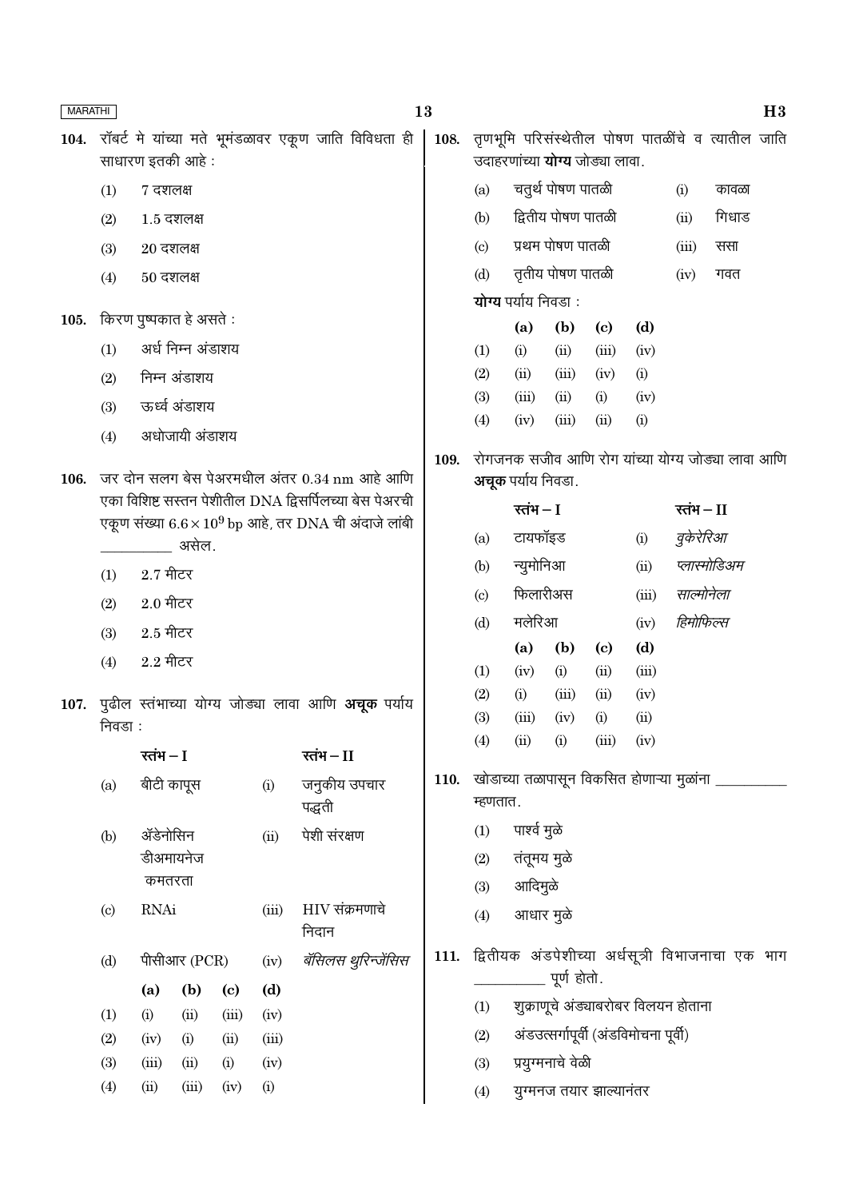**104.** रॉबर्ट मे यांच्या मते भूमंडळावर एकूण जाति विविधता ही साधारण इतकी आहे :

(1) 7 दशलक्ष

(2) 1.5 दशलक्ष

(3) 20 दशलक्ष

(4) 50 दशलक्ष

**105.** किरण पुष्पकात हे असते :

(1) अर्ध निम्न अंडाशय

(2) निम्न अंडाशय

(3) ऊर्ध्व अंडाशय

(4) अधोजायी अंडाशय

**106.** जर दोन सलग बेस पेअरमधील अंतर 0.34 nm आहे आणि एका विशिष्ट सस्तन पेशीतील DNA द्विसर्पिलच्या बेस पेअरची एकूण संख्या $6.6 \times 10^9$ bp आहे, तर DNA ची अंदाजे लांबी __________ असेल.

(1) 2.7 मीटर

(2) 2.0 मीटर

(3) 2.5 मीटर

(4) 2.2 मीटर

**107.** पुढील स्तंभाच्या योग्य जोड्या लावा आणि **अचूक** पर्याय निवडा :

| | स्तंभ – I | | स्तंभ – II |
|---|---|---|---|
| (a) | बीटी कापूस | (i) | जनुकीय उपचार पद्धती |
| (b) | ॲडेनोसिन डीअमायनेज कमतरता | (ii) | पेशी संरक्षण |
| (c) | RNAi | (iii) | HIV संक्रमणाचे निदान |
| (d) | पीसीआर (PCR) | (iv) | *बॅसिलस थुरिन्जॅंसिस* |

| | (a) | (b) | (c) | (d) |
|---|---|---|---|---|
| (1) | (i) | (ii) | (iii) | (iv) |
| (2) | (iv) | (i) | (ii) | (iii) |
| (3) | (iii) | (ii) | (i) | (iv) |
| (4) | (ii) | (iii) | (iv) | (i) |

**108.** तृणभूमि परिसंस्थेतील पोषण पातळींचे व त्यातील जाति उदाहरणांच्या **योग्य** जोड्या लावा.

| | | | |
|---|---|---|---|
| (a) | चतुर्थ पोषण पातळी | (i) | कावळा |
| (b) | द्वितीय पोषण पातळी | (ii) | गिधाड |
| (c) | प्रथम पोषण पातळी | (iii) | ससा |
| (d) | तृतीय पोषण पातळी | (iv) | गवत |

**योग्य** पर्याय निवडा :

| | (a) | (b) | (c) | (d) |
|---|---|---|---|---|
| (1) | (i) | (ii) | (iii) | (iv) |
| (2) | (ii) | (iii) | (iv) | (i) |
| (3) | (iii) | (ii) | (i) | (iv) |
| (4) | (iv) | (iii) | (ii) | (i) |

**109.** रोगजनक सजीव आणि रोग यांच्या योग्य जोड्या लावा आणि **अचूक** पर्याय निवडा.

| | स्तंभ – I | | स्तंभ – II |
|---|---|---|---|
| (a) | टायफॉइड | (i) | *वुकेरेरिआ* |
| (b) | न्युमोनिआ | (ii) | *प्लास्मोडिअम* |
| (c) | फिलारीअस | (iii) | *साल्मोनेला* |
| (d) | मलेरिआ | (iv) | *हिमोफिल्स* |

| | (a) | (b) | (c) | (d) |
|---|---|---|---|---|
| (1) | (iv) | (i) | (ii) | (iii) |
| (2) | (i) | (iii) | (ii) | (iv) |
| (3) | (iii) | (iv) | (i) | (ii) |
| (4) | (ii) | (i) | (iii) | (iv) |

**110.** खोडाच्या तळापासून विकसित होणाऱ्या मुळांना __________ म्हणतात.

(1) पार्श्व मुळे

(2) तंतूमय मुळे

(3) आदिमुळे

(4) आधार मुळे

**111.** द्वितीयक अंडपेशीच्या अर्धसूत्री विभाजनाचा एक भाग __________ पूर्ण होतो.

(1) शुक्राणूचे अंड्याबरोबर विलयन होताना

(2) अंडउत्सर्गापूर्वी (अंडविमोचना पूर्वी)

(3) प्रयुग्मनाचे वेळी

(4) युग्मनज तयार झाल्यानंतर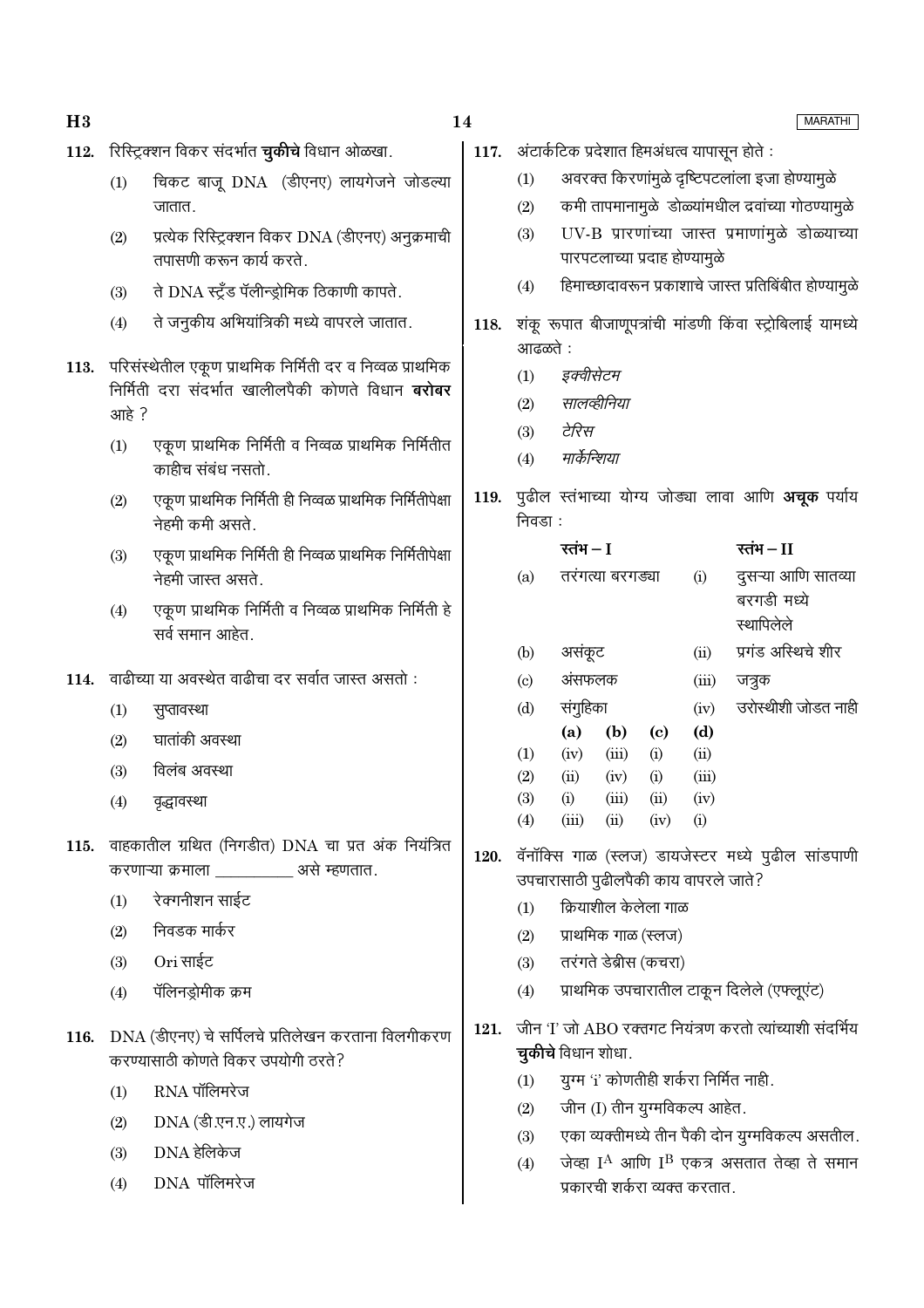112. रिस्ट्रिक्शन विकर संदर्भात **चुकीचे** विधान ओळखा.

(1) चिकट बाजू DNA (डीएनए) लायगेजने जोडल्या जातात.

(2) प्रत्येक रिस्ट्रिक्शन विकर DNA (डीएनए) अनुक्रमाची तपासणी करून कार्य करते.

(3) ते DNA स्ट्रँड पॅलीन्ड्रोमिक ठिकाणी कापते.

(4) ते जनुकीय अभियांत्रिकी मध्ये वापरले जातात.

113. परिसंस्थेतील एकूण प्राथमिक निर्मिती दर व निव्वळ प्राथमिक निर्मिती दरा संदर्भात खालीलपैकी कोणते विधान **बरोबर** आहे ?

(1) एकूण प्राथमिक निर्मिती व निव्वळ प्राथमिक निर्मितीत काहीच संबंध नसतो.

(2) एकूण प्राथमिक निर्मिती ही निव्वळ प्राथमिक निर्मितीपेक्षा नेहमी कमी असते.

(3) एकूण प्राथमिक निर्मिती ही निव्वळ प्राथमिक निर्मितीपेक्षा नेहमी जास्त असते.

(4) एकूण प्राथमिक निर्मिती व निव्वळ प्राथमिक निर्मिती हे सर्व समान आहेत.

114. वाढीच्या या अवस्थेत वाढीचा दर सर्वात जास्त असतो :

(1) सुप्तावस्था

(2) घातांकी अवस्था

(3) विलंब अवस्था

(4) वृद्धावस्था

115. वाहकातील ग्रथित (निगडीत) DNA चा प्रत अंक नियंत्रित करणाऱ्या क्रमाला __________ असे म्हणतात.

(1) रेक्गनीशन साईट

(2) निवडक मार्कर

(3) Ori साईट

(4) पॅलिनड्रोमीक क्रम

116. DNA (डीएनए) चे सर्पिलचे प्रतिलेखन करताना विलगीकरण करण्यासाठी कोणते विकर उपयोगी ठरते?

(1) RNA पॉलिमरेज

(2) DNA (डी.एन.ए.) लायगेज

(3) DNA हेलिकेज

(4) DNA पॉलिमरेज

117. अंटार्कटिक प्रदेशात हिमअंधत्व यापासून होते :

(1) अवरक्त किरणांमुळे दृष्टिपटलांला इजा होण्यामुळे

(2) कमी तापमानामुळे डोळ्यांमधील द्रवांच्या गोठण्यामुळे

(3) UV-B प्रारणांच्या जास्त प्रमाणांमुळे डोळ्याच्या पारपटलाच्या प्रदाह होण्यामुळे

(4) हिमाच्छादावरून प्रकाशाचे जास्त प्रतिबिंबीत होण्यामुळे

118. शंकू रूपात बीजाणूपत्रांची मांडणी किंवा स्ट्रोबिलाई यामध्ये आढळते :

(1) *इक्वीसेटम*

(2) *सालव्हीनिया*

(3) *टेरिस*

(4) *मार्केन्शिया*

119. पुढील स्तंभाच्या योग्य जोड्या लावा आणि **अचूक** पर्याय निवडा :

| | स्तंभ – I | | स्तंभ – II |
|---|---|---|---|
| (a) | तरंगत्या बरगड्या | (i) | दुसऱ्या आणि सातव्या बरगडी मध्ये स्थापिलेले |
| (b) | असंकूट | (ii) | प्रगंड अस्थिचे शीर |
| (c) | अंसफलक | (iii) | जत्रुक |
| (d) | संगुहिका | (iv) | उरोस्थीशी जोडत नाही |

| | (a) | (b) | (c) | (d) |
|---|---|---|---|---|
| (1) | (iv) | (iii) | (i) | (ii) |
| (2) | (ii) | (iv) | (i) | (iii) |
| (3) | (i) | (iii) | (ii) | (iv) |
| (4) | (iii) | (ii) | (iv) | (i) |

120. वॅनॉक्सि गाळ (स्लज) डायजेस्टर मध्ये पुढील सांडपाणी उपचारासाठी पुढीलपैकी काय वापरले जाते?

(1) क्रियाशील केलेला गाळ

(2) प्राथमिक गाळ (स्लज)

(3) तरंगते डेब्रीस (कचरा)

(4) प्राथमिक उपचारातील टाकून दिलेले (एफ्लूएंट)

121. जीन 'I' जो ABO रक्तगट नियंत्रण करतो त्यांच्याशी संदर्भिय **चुकीचे** विधान शोधा.

(1) युग्म 'i' कोणतीही शर्करा निर्मित नाही.

(2) जीन (I) तीन युग्मविकल्प आहेत.

(3) एका व्यक्तीमध्ये तीन पैकी दोन युग्मविकल्प असतील.

(4) जेव्हा $I^A$ आणि $I^B$ एकत्र असतात तेव्हा ते समान प्रकारची शर्करा व्यक्त करतात.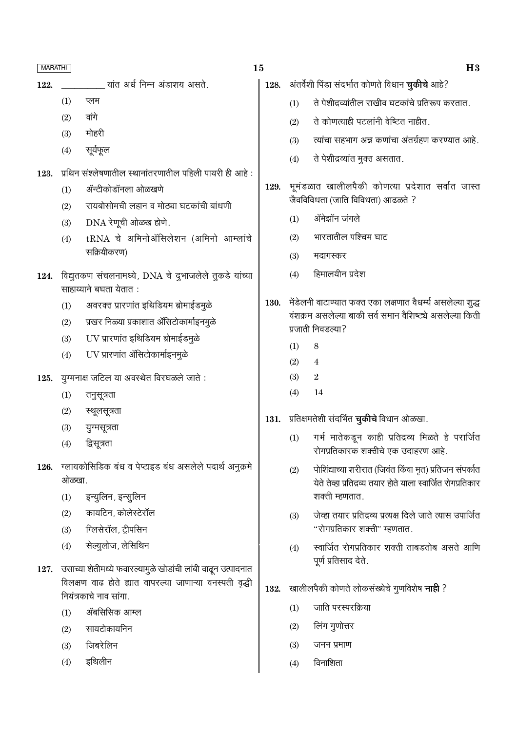122. __________ यांत अर्ध निम्न अंडाशय असते.

(1) प्लम

(2) वांगे

(3) मोहरी

(4) सूर्यफूल

123. प्रथिन संश्लेषणातील स्थानांतरणातील पहिली पायरी ही आहे :

(1) ॲन्टीकोडॉनला ओळखणे

(2) रायबोसोमची लहान व मोठ्या घटकांची बांधणी

(3) DNA रेणूची ओळख होणे.

(4) tRNA चे अमिनोॲसिलेशन (अमिनो आम्लांचे सक्रियीकरण)

124. विद्युतकण संचलनामध्ये, DNA चे दुभाजलेले तुकडे यांच्या साहाय्याने बघता येतात :

(1) अवरक्त प्रारणांत इथिडियम ब्रोमाईडमुळे

(2) प्रखर निळ्या प्रकाशात ॲसिटोकार्माइनमुळे

(3) UV प्रारणांत इथिडियम ब्रोमाईडमुळे

(4) UV प्रारणांत ॲसिटोकार्माइनमुळे

125. युग्मनाक्ष जटिल या अवस्थेत विरघळले जाते :

(1) तनुसूत्रता

(2) स्थूलसूत्रता

(3) युग्मसूत्रता

(4) द्विसूत्रता

126. ग्लायकोसिडिक बंध व पेप्टाइड बंध असलेले पदार्थ अनुक्रमे ओळखा.

(1) इन्युलिन, इन्सुलिन

(2) कायटिन, कोलेस्टेरॉल

(3) ग्लिसेरॉल, ट्रीपसिन

(4) सेल्युलोज, लेसिथिन

127. उसाच्या शेतीमध्ये फवारल्यामुळे खोडांची लांबी वाढून उत्पादनात विलक्षण वाढ होते ह्यात वापरल्या जाणाऱ्या वनस्पती वृद्धी नियंत्रकाचे नाव सांगा.

(1) ॲबसिसिक आम्ल

(2) सायटोकायनिन

(3) जिबरेलिन

(4) इथिलीन

128. अंतर्वेशी पिंडा संदर्भात कोणते विधान **चुकीचे** आहे?

(1) ते पेशीद्रव्यांतील राखीव घटकांचे प्रतिरूप करतात.

(2) ते कोणत्याही पटलांनी वेष्टित नाहीत.

(3) त्यांचा सहभाग अन्न कणांचा अंतर्ग्रहण करण्यात आहे.

(4) ते पेशीद्रव्यांत मुक्त असतात.

129. भूमंडळात खालीलपैकी कोणत्या प्रदेशात सर्वात जास्त जैवविविधता (जाति विविधता) आढळते ?

(1) ॲमेझॉन जंगले

(2) भारतातील पश्चिम घाट

(3) मदागस्कर

(4) हिमालयीन प्रदेश

130. मेंडेलनी वाटाण्यात फक्त एका लक्षणात वैधर्म्य असलेल्या शुद्ध वंशक्रम असलेल्या बाकी सर्व समान वैशिष्ट्ये असलेल्या किती प्रजाती निवडल्या?

(1) 8

(2) 4

(3) 2

(4) 14

131. प्रतिक्षमतेशी संदर्भित **चुकीचे** विधान ओळखा.

(1) गर्भ मातेकडून काही प्रतिद्रव्य मिळते हे परार्जित रोगप्रतिकारक शक्तीचे एक उदाहरण आहे.

(2) पोशिंद्याच्या शरीरात (जिवंत किंवा मृत) प्रतिजन संपर्कात येते तेव्हा प्रतिद्रव्य तयार होते याला स्वार्जित रोगप्रतिकार शक्ती म्हणतात.

(3) जेव्हा तयार प्रतिद्रव्य प्रत्यक्ष दिले जाते त्यास उपार्जित "रोगप्रतिकार शक्ती" म्हणतात.

(4) स्वार्जित रोगप्रतिकार शक्ती ताबडतोब असते आणि पूर्ण प्रतिसाद देते.

132. खालीलपैकी कोणते लोकसंख्येचे गुणविशेष **नाही** ?

(1) जाति परस्परक्रिया

(2) लिंग गुणोत्तर

(3) जनन प्रमाण

(4) विनाशिता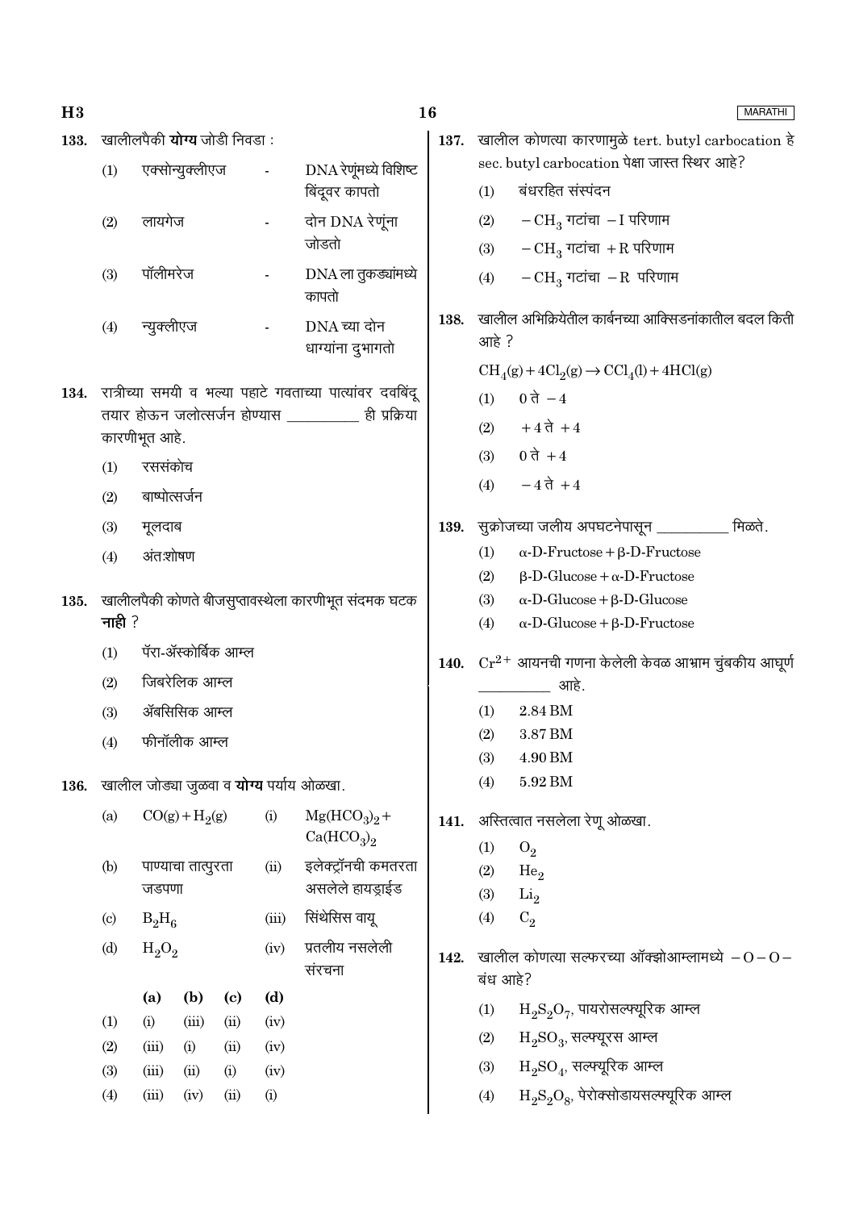133. खालीलपैकी **योग्य** जोडी निवडा :

(1) एक्सोन्युक्लीएज - DNA रेणूंमध्ये विशिष्ट बिंदूवर कापतो

(2) लायगेज - दोन DNA रेणूंना जोडतो

(3) पॉलीमरेज - DNA ला तुकड्यांमध्ये कापतो

(4) न्युक्लीएज - DNA च्या दोन धाग्यांना दुभागतो

134. रात्रीच्या समयी व भल्या पहाटे गवताच्या पात्यांवर दवबिंदू तयार होऊन जलोत्सर्जन होण्यास __________ ही प्रक्रिया कारणीभूत आहे.

(1) रससंकोच

(2) बाष्पोत्सर्जन

(3) मूलदाब

(4) अंतःशोषण

135. खालीलपैकी कोणते बीजसुप्तावस्थेला कारणीभूत संदमक घटक **नाही** ?

(1) पॅरा-ॲस्कोर्बिक आम्ल

(2) जिबरेलिक आम्ल

(3) ॲबसिसिक आम्ल

(4) फीनॉलीक आम्ल

136. खालील जोड्या जुळवा व **योग्य** पर्याय ओळखा.

| | | | |
|---|---|---|---|
| (a) | $CO(g) + H_2(g)$ | (i) | $Mg(HCO_3)_2 + Ca(HCO_3)_2$ |
| (b) | पाण्याचा तात्पुरता जडपणा | (ii) | इलेक्ट्रॉनची कमतरता असलेले हायड्राईड |
| (c) | $B_2H_6$ | (iii) | सिंथेसिस वायू |
| (d) | $H_2O_2$ | (iv) | प्रतलीय नसलेली संरचना |

| | (a) | (b) | (c) | (d) |
|---|---|---|---|---|
| (1) | (i) | (iii) | (ii) | (iv) |
| (2) | (iii) | (i) | (ii) | (iv) |
| (3) | (iii) | (ii) | (i) | (iv) |
| (4) | (iii) | (iv) | (ii) | (i) |

137. खालील कोणत्या कारणामुळे tert. butyl carbocation हे sec. butyl carbocation पेक्षा जास्त स्थिर आहे?

(1) बंधरहित संस्पंदन

(2) $-CH_3$ गटांचा $-I$ परिणाम

(3) $-CH_3$ गटांचा $+R$ परिणाम

(4) $-CH_3$ गटांचा $-R$ परिणाम

138. खालील अभिक्रियेतील कार्बनच्या आक्सिडनांकातील बदल किती आहे ?

$$CH_4(g) + 4Cl_2(g) \rightarrow CCl_4(l) + 4HCl(g)$$

(1) 0 ते $-4$

(2) $+4$ ते $+4$

(3) 0 ते $+4$

(4) $-4$ ते $+4$

139. सुक्रोजच्या जलीय अपघटनेपासून __________ मिळते.

(1) $\alpha$-D-Fructose + $\beta$-D-Fructose

(2) $\beta$-D-Glucose + $\alpha$-D-Fructose

(3) $\alpha$-D-Glucose + $\beta$-D-Glucose

(4) $\alpha$-D-Glucose + $\beta$-D-Fructose

140. $Cr^{2+}$ आयनची गणना केलेली केवळ आभ्राम चुंबकीय आघूर्ण __________ आहे.

(1) 2.84 BM

(2) 3.87 BM

(3) 4.90 BM

(4) 5.92 BM

141. अस्तित्वात नसलेला रेणू ओळखा.

(1) $O_2$

(2) $He_2$

(3) $Li_2$

(4) $C_2$

142. खालील कोणत्या सल्फरच्या ऑक्झोआम्लामध्ये $-O-O-$ बंध आहे?

(1) $H_2S_2O_7$, पायरोसल्फ्यूरिक आम्ल

(2) $H_2SO_3$, सल्फ्यूरस आम्ल

(3) $H_2SO_4$, सल्फ्यूरिक आम्ल

(4) $H_2S_2O_8$, पेरोक्सोडायसल्फ्यूरिक आम्ल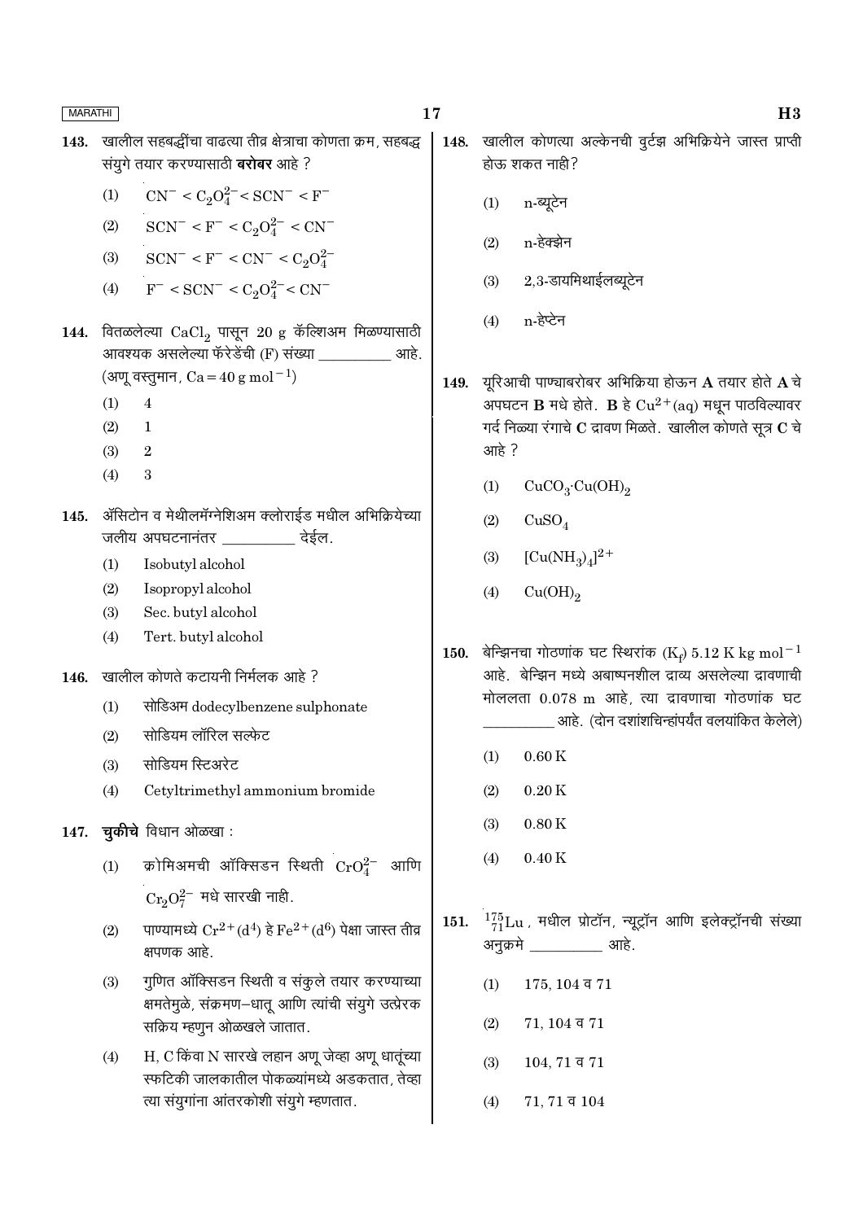143. खालील सहबद्धींचा वाढत्या तीव्र क्षेत्राचा कोणता क्रम, सहबद्ध संयुगे तयार करण्यासाठी **बरोबर** आहे ?

(1) $CN^- < C_2O_4^{2-} < SCN^- < F^-$

(2) $SCN^- < F^- < C_2O_4^{2-} < CN^-$

(3) $SCN^- < F^- < CN^- < C_2O_4^{2-}$

(4) $F^- < SCN^- < C_2O_4^{2-} < CN^-$

144. वितळलेल्या $CaCl_2$ पासून 20 g कॅल्शिअम मिळण्यासाठी आवश्यक असलेल्या फॅरेडेंची (F) संख्या __________ आहे. (अणू वस्तुमान, $Ca = 40 \text{ g mol}^{-1}$)

(1) 4

(2) 1

(3) 2

(4) 3

145. ॲसिटोन व मेथीलमॅग्नेशिअम क्लोराईड मधील अभिक्रियेच्या जलीय अपघटनानंतर __________ देईल.

(1) Isobutyl alcohol

(2) Isopropyl alcohol

(3) Sec. butyl alcohol

(4) Tert. butyl alcohol

146. खालील कोणते कटायनी निर्मलक आहे ?

(1) सोडिअम dodecylbenzene sulphonate

(2) सोडियम लॉरिल सल्फेट

(3) सोडियम स्टिअरेट

(4) Cetyltrimethyl ammonium bromide

147. **चुकीचे** विधान ओळखा :

(1) क्रोमिअमची ऑक्सिडन स्थिती $CrO_4^{2-}$ आणि $Cr_2O_7^{2-}$ मध्ये सारखी नाही.

(2) पाण्यामध्ये $Cr^{2+}(d^4)$ हे $Fe^{2+}(d^6)$ पेक्षा जास्त तीव्र क्षपणक आहे.

(3) गुणित ऑक्सिडन स्थिती व संकुले तयार करण्याच्या क्षमतेमुळे, संक्रमण–धातू आणि त्यांची संयुगे उत्प्रेरक सक्रिय म्हणुन ओळखले जातात.

(4) H, C किंवा N सारखे लहान अणू जेव्हा अणू धातूंच्या स्फटिकी जालकातील पोकळ्यांमध्ये अडकतात, तेव्हा त्या संयुगांना आंतरकोशी संयुगे म्हणतात.

148. खालील कोणत्या अल्केनची वुर्टझ अभिक्रियेने जास्त प्राप्ती होऊ शकत नाही?

(1) n-ब्यूटेन

(2) n-हेक्झेन

(3) 2,3-डायमिथाईलब्यूटेन

(4) n-हेप्टेन

149. यूरिआची पाण्याबरोबर अभिक्रिया होऊन **A** तयार होते **A** चे अपघटन **B** मधे होते. **B** हे $Cu^{2+}(aq)$ मधून पाठविल्यावर गर्द निळ्या रंगाचे **C** द्रावण मिळते. खालील कोणते सूत्र **C** चे आहे ?

(1) $CuCO_3 \cdot Cu(OH)_2$

(2) $CuSO_4$

(3) $[Cu(NH_3)_4]^{2+}$

(4) $Cu(OH)_2$

150. बेन्झिनचा गोठणांक घट स्थिरांक ($K_f$) $5.12 \text{ K kg mol}^{-1}$ आहे. बेन्झिन मध्ये अबाष्पनशील द्राव्य असलेल्या द्रावणाची मोललता 0.078 m आहे, त्या द्रावणाचा गोठणांक घट __________ आहे. (दोन दशांशचिन्हांपर्यंत वलयांकित केलेले)

(1) 0.60 K

(2) 0.20 K

(3) 0.80 K

(4) 0.40 K

151. $^{175}_{71}Lu$, मधील प्रोटॉन, न्यूट्रॉन आणि इलेक्ट्रॉनची संख्या अनुक्रमे __________ आहे.

(1) 175, 104 व 71

(2) 71, 104 व 71

(3) 104, 71 व 71

(4) 71, 71 व 104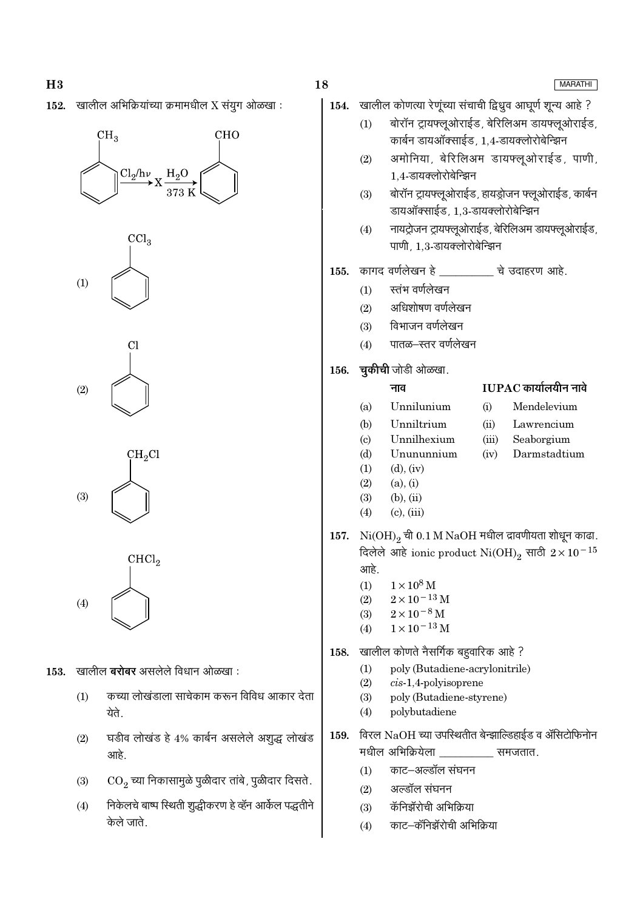152. खालील अभिक्रियांच्या क्रमामधील X संयुग ओळखा :

$$C_6H_5CH_3 \xrightarrow{Cl_2/h\nu} X \xrightarrow[373\ K]{H_2O} C_6H_5CHO$$

(1) $C_6H_5CCl_3$

(2) $C_6H_5Cl$

(3) $C_6H_5CH_2Cl$

(4) $C_6H_5CHCl_2$

153. खालील **बरोबर** असलेले विधान ओळखा :

(1) कच्च्या लोखंडाला साचेकाम करून विविध आकार देता येते.

(2) घडीव लोखंड हे 4% कार्बन असलेले अशुद्ध लोखंड आहे.

(3) $CO_2$ च्या निकासामुळे पुळीदार तांबे, पुळीदार दिसते.

(4) निकेलचे बाष्प स्थिती शुद्धीकरण हे व्हॅन आर्केल पद्धतीने केले जाते.

154. खालील कोणत्या रेणूंच्या संचाची द्विध्रुव आघूर्ण शून्य आहे ?

(1) बोरॉन ट्रायफ्लूओराईड, बेरिलिअम डायफ्लूओराईड, कार्बन डायऑक्साईड, 1,4-डायक्लोरोबेन्झिन

(2) अमोनिया, बेरिलिअम डायफ्लूओराईड, पाणी, 1,4-डायक्लोरोबेन्झिन

(3) बोरॉन ट्रायफ्लूओराईड, हायड्रोजन फ्लूओराईड, कार्बन डायऑक्साईड, 1,3-डायक्लोरोबेन्झिन

(4) नायट्रोजन ट्रायफ्लूओराईड, बेरिलिअम डायफ्लूओराईड, पाणी, 1,3-डायक्लोरोबेन्झिन

155. कागद वर्णलेखन हे __________ चे उदाहरण आहे.

(1) स्तंभ वर्णलेखन

(2) अधिशोषण वर्णलेखन

(3) विभाजन वर्णलेखन

(4) पातळ–स्तर वर्णलेखन

156. **चुकीची** जोडी ओळखा.

| | नाव | | IUPAC कार्यालयीन नावे |
|---|---|---|---|
| (a) | Unnilunium | (i) | Mendelevium |
| (b) | Unniltrium | (ii) | Lawrencium |
| (c) | Unnilhexium | (iii) | Seaborgium |
| (d) | Unununnium | (iv) | Darmstadtium |

(1) (d), (iv)

(2) (a), (i)

(3) (b), (ii)

(4) (c), (iii)

157. $Ni(OH)_2$ ची 0.1 M NaOH मधील द्रावणीयता शोधून काढा. दिलेले आहे ionic product $Ni(OH)_2$ साठी $2 \times 10^{-15}$ आहे.

(1) $1 \times 10^{8}$ M

(2) $2 \times 10^{-13}$ M

(3) $2 \times 10^{-8}$ M

(4) $1 \times 10^{-13}$ M

158. खालील कोणते नैसर्गिक बहुवारिक आहे ?

(1) poly (Butadiene-acrylonitrile)

(2) *cis*-1,4-polyisoprene

(3) poly (Butadiene-styrene)

(4) polybutadiene

159. विरल NaOH च्या उपस्थितीत बेन्झाल्डिहाईड व ॲसिटोफिनोन मधील अभिक्रियेला __________ समजतात.

(1) काट–अल्डॉल संघनन

(2) अल्डॉल संघनन

(3) कॅनिझॅरोची अभिक्रिया

(4) काट–कॅनिझॅरोची अभिक्रिया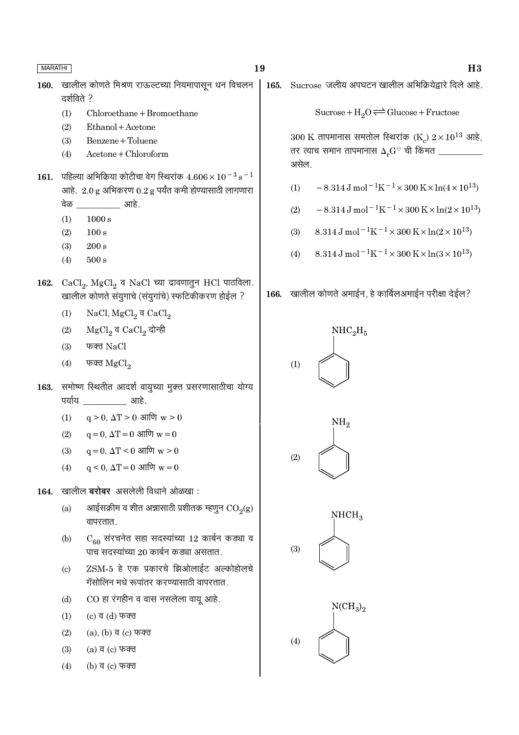160. खालील कोणते मिश्रण राऊल्टच्या नियमापासून धन विचलन दर्शविते ?

(1) Chloroethane + Bromoethane
(2) Ethanol + Acetone
(3) Benzene + Toluene
(4) Acetone + Chloroform

161. पहिल्या अभिक्रिया कोटीचा वेग स्थिरांक $4.606 \times 10^{-3}\ s^{-1}$ आहे. 2.0 g अभिकरण 0.2 g पर्यंत कमी होण्यासाठी लागणारा वेळ __________ आहे.

(1) 1000 s
(2) 100 s
(3) 200 s
(4) 500 s

162. $CaCl_2$, $MgCl_2$ व NaCl च्या द्रावणातुन HCl पाठविला. खालील कोणते संयुगाचे (संयुगांचे) स्फटिकीकरण होईल ?

(1) NaCl, $MgCl_2$ व $CaCl_2$
(2) $MgCl_2$ व $CaCl_2$ दोन्ही
(3) फक्त NaCl
(4) फक्त $MgCl_2$

163. समोष्ण स्थितीत आदर्श वायुच्या मुक्त प्रसरणासाठीचा योग्य पर्याय __________ आहे.

(1) $q > 0, \Delta T > 0$ आणि $w > 0$
(2) $q = 0, \Delta T = 0$ आणि $w = 0$
(3) $q = 0, \Delta T < 0$ आणि $w > 0$
(4) $q < 0, \Delta T = 0$ आणि $w = 0$

164. खालील **बरोबर** असलेली विधाने ओळखा :

(a) आईसक्रीम व शीत अन्नासाठी प्रशीतक म्हणुन $CO_2(g)$ वापरतात.
(b) $C_{60}$ संरचनेत सहा सदस्यांच्या 12 कार्बन कड्या व पाच सदस्यांच्या 20 कार्बन कड्या असतात.
(c) ZSM-5 हे एक प्रकारचे झिओलाईट अल्कोहोलचे गॅसोलिन मधे रूपांतर करण्यासाठी वापरतात.
(d) CO हा रंगहीन व वास नसलेला वायू आहे.

(1) (c) व (d) फक्त
(2) (a), (b) व (c) फक्त
(3) (a) व (c) फक्त
(4) (b) व (c) फक्त

165. Sucrose जलीय अपघटन खालील अभिक्रियेद्वारे दिले आहे.

$$\text{Sucrose} + H_2O \rightleftharpoons \text{Glucose} + \text{Fructose}$$

300 K तापमानास समतोल स्थिरांक $(K_c)$ $2 \times 10^{13}$ आहे, तर त्याच समान तापमानास $\Delta_r G^{\ominus}$ ची किंमत __________ असेल.

(1) $-8.314\ J\ mol^{-1}K^{-1} \times 300\ K \times \ln(4 \times 10^{13})$
(2) $-8.314\ J\ mol^{-1}K^{-1} \times 300\ K \times \ln(2 \times 10^{13})$
(3) $8.314\ J\ mol^{-1}K^{-1} \times 300\ K \times \ln(2 \times 10^{13})$
(4) $8.314\ J\ mol^{-1}K^{-1} \times 300\ K \times \ln(3 \times 10^{13})$

166. खालील कोणते अमाईन, हे कार्बिलअमाईन परीक्षा देईल?

(1) $NHC_2H_5$ (benzene ring)
(2) $NH_2$ (benzene ring)
(3) $NHCH_3$ (benzene ring)
(4) $N(CH_3)_2$ (benzene ring)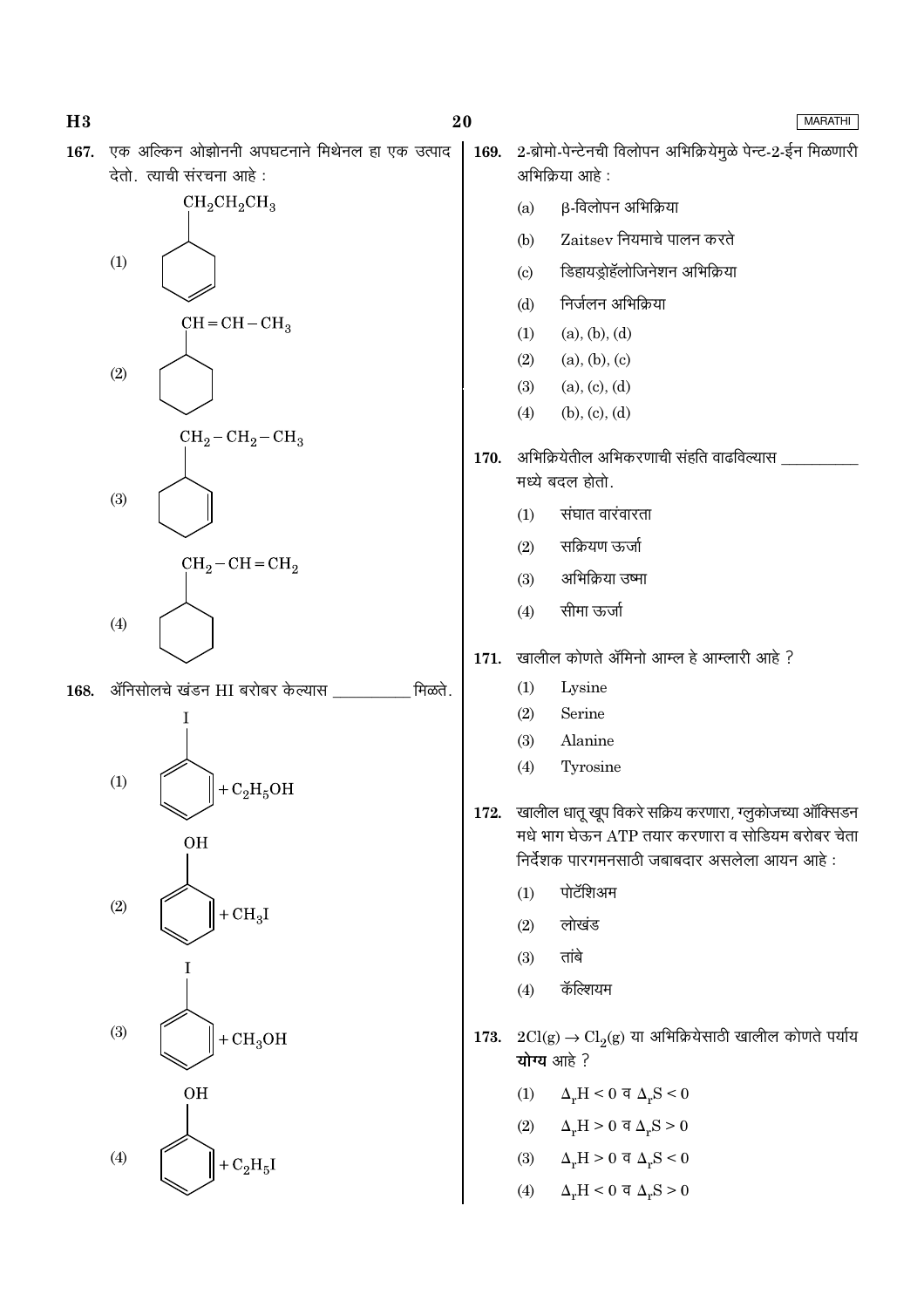167. एक अल्किन ओझोननी अपघटनाने मिथेनल हा एक उत्पाद देतो. त्याची संरचना आहे :

(1) $CH_2CH_2CH_3$ (cyclohexene ring with propyl substituent)

(2) $CH=CH-CH_3$ (cyclohexane ring with propenyl substituent)

(3) $CH_2-CH_2-CH_3$ (cyclohexene ring with propyl substituent)

(4) $CH_2-CH=CH_2$ (cyclohexane ring with allyl substituent)

168. ॲनिसोलचे खंडन HI बरोबर केल्यास __________ मिळते.

(1) Iodobenzene $+ C_2H_5OH$

(2) Phenol $+ CH_3I$

(3) Iodobenzene $+ CH_3OH$

(4) Phenol $+ C_2H_5I$

169. 2-ब्रोमो-पेन्टेनची विलोपन अभिक्रियेमुळे पेन्ट-2-ईन मिळणारी अभिक्रिया आहे :

(a) β-विलोपन अभिक्रिया

(b) Zaitsev नियमाचे पालन करते

(c) डिहायड्रोहॅलोजिनेशन अभिक्रिया

(d) निर्जलन अभिक्रिया

(1) (a), (b), (d)

(2) (a), (b), (c)

(3) (a), (c), (d)

(4) (b), (c), (d)

170. अभिक्रियेतील अभिकरणाची संहति वाढविल्यास __________ मध्ये बदल होतो.

(1) संघात वारंवारता

(2) सक्रियण ऊर्जा

(3) अभिक्रिया उष्मा

(4) सीमा ऊर्जा

171. खालील कोणते ॲमिनो आम्ल हे आम्लारी आहे ?

(1) Lysine

(2) Serine

(3) Alanine

(4) Tyrosine

172. खालील धातू खूप विकरे सक्रिय करणारा, ग्लुकोजच्या ऑक्सिडन मधे भाग घेऊन ATP तयार करणारा व सोडियम बरोबर चेता निर्देशक पारगमनसाठी जबाबदार असलेला आयन आहे :

(1) पोटॅशिअम

(2) लोखंड

(3) तांबे

(4) कॅल्शियम

173. $2Cl(g) \rightarrow Cl_2(g)$ या अभिक्रियेसाठी खालील कोणते पर्याय **योग्य** आहे ?

(1) $\Delta_rH < 0$ व $\Delta_rS < 0$

(2) $\Delta_rH > 0$ व $\Delta_rS > 0$

(3) $\Delta_rH > 0$ व $\Delta_rS < 0$

(4) $\Delta_rH < 0$ व $\Delta_rS > 0$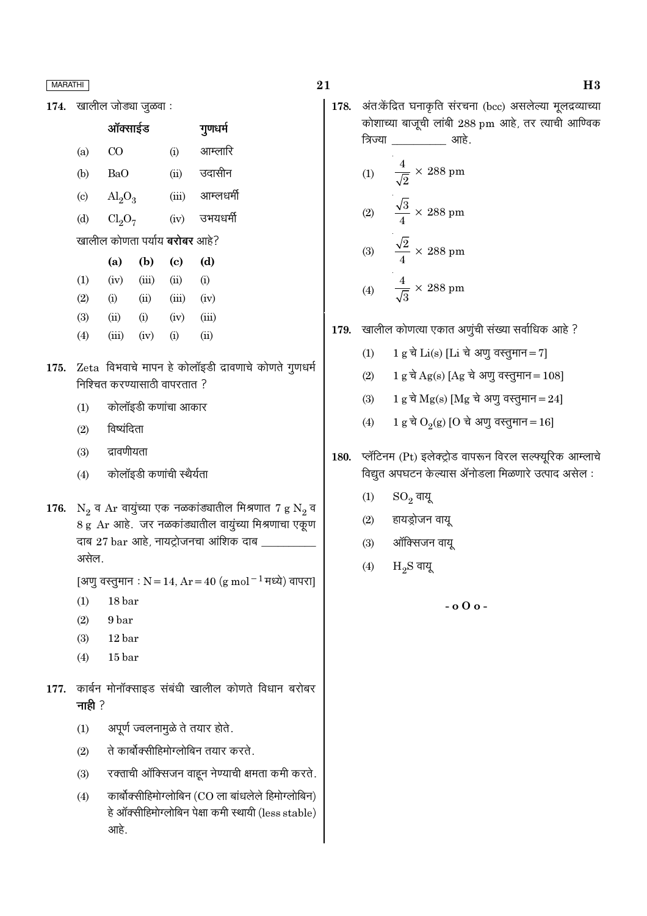174. खालील जोड्या जुळवा :

| | ऑक्साईड | | गुणधर्म |
|---|---|---|---|
| (a) | CO | (i) | आम्लारि |
| (b) | BaO | (ii) | उदासीन |
| (c) | $Al_2O_3$ | (iii) | आम्लधर्मी |
| (d) | $Cl_2O_7$ | (iv) | उभयधर्मी |

खालील कोणता पर्याय **बरोबर** आहे?

| | (a) | (b) | (c) | (d) |
|---|---|---|---|---|
| (1) | (iv) | (iii) | (ii) | (i) |
| (2) | (i) | (ii) | (iii) | (iv) |
| (3) | (ii) | (i) | (iv) | (iii) |
| (4) | (iii) | (iv) | (i) | (ii) |

175. Zeta विभवाचे मापन हे कोलॉइडी द्रावणाचे कोणते गुणधर्म निश्चित करण्यासाठी वापरतात ?

(1) कोलॉइडी कणांचा आकार

(2) विष्यंदिता

(3) द्रावणीयता

(4) कोलॉइडी कणांची स्थैर्यता

176. $N_2$ व Ar वायुंच्या एक नळकांड्यातील मिश्रणात 7 g $N_2$ व 8 g Ar आहे. जर नळकांड्यातील वायुंच्या मिश्रणाचा एकूण दाब 27 bar आहे, नायट्रोजनचा आंशिक दाब __________ असेल.

[अणु वस्तुमान : N = 14, Ar = 40 ($g\ mol^{-1}$ मध्ये) वापरा]

(1) 18 bar

(2) 9 bar

(3) 12 bar

(4) 15 bar

177. कार्बन मोनॉक्साइड संबंधी खालील कोणते विधान बरोबर **नाही** ?

(1) अपूर्ण ज्वलनामुळे ते तयार होते.

(2) ते कार्बोक्सीहिमोग्लोबिन तयार करते.

(3) रक्ताची ऑक्सिजन वाहून नेण्याची क्षमता कमी करते.

(4) कार्बोक्सीहिमोग्लोबिन (CO ला बांधलेले हिमोग्लोबिन) हे ऑक्सीहिमोग्लोबिन पेक्षा कमी स्थायी (less stable) आहे.

178. अंत:केंद्रित घनाकृति संरचना (bcc) असलेल्या मूलद्रव्याच्या कोशाच्या बाजूची लांबी 288 pm आहे, तर त्याची आण्विक त्रिज्या __________ आहे.

(1) $\frac{4}{\sqrt{2}} \times 288$ pm

(2) $\frac{\sqrt{3}}{4} \times 288$ pm

(3) $\frac{\sqrt{2}}{4} \times 288$ pm

(4) $\frac{4}{\sqrt{3}} \times 288$ pm

179. खालील कोणत्या एकात अणुंची संख्या सर्वाधिक आहे ?

(1) 1 g चे Li(s) [Li चे अणु वस्तुमान = 7]

(2) 1 g चे Ag(s) [Ag चे अणु वस्तुमान = 108]

(3) 1 g चे Mg(s) [Mg चे अणु वस्तुमान = 24]

(4) 1 g चे $O_2$(g) [O चे अणु वस्तुमान = 16]

180. प्लॅटिनम (Pt) इलेक्ट्रोड वापरून विरल सल्फ्यूरिक आम्लाचे विद्युत अपघटन केल्यास ॲनोडला मिळणारे उत्पाद असेल :

(1) $SO_2$ वायू

(2) हायड्रोजन वायू

(3) ऑक्सिजन वायू

(4) $H_2S$ वायू

- o O o -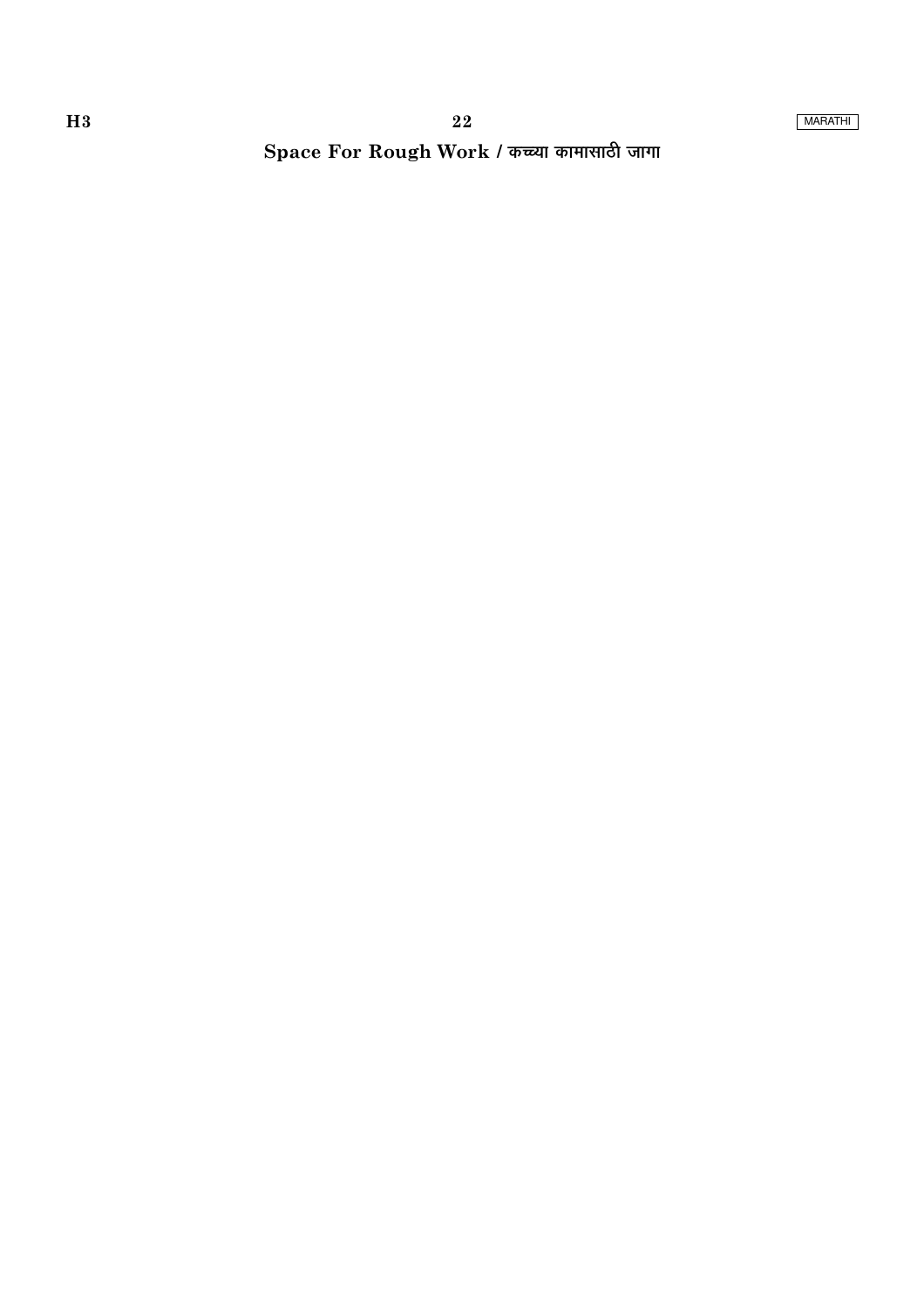**Space For Rough Work / कच्च्या कामासाठी जागा**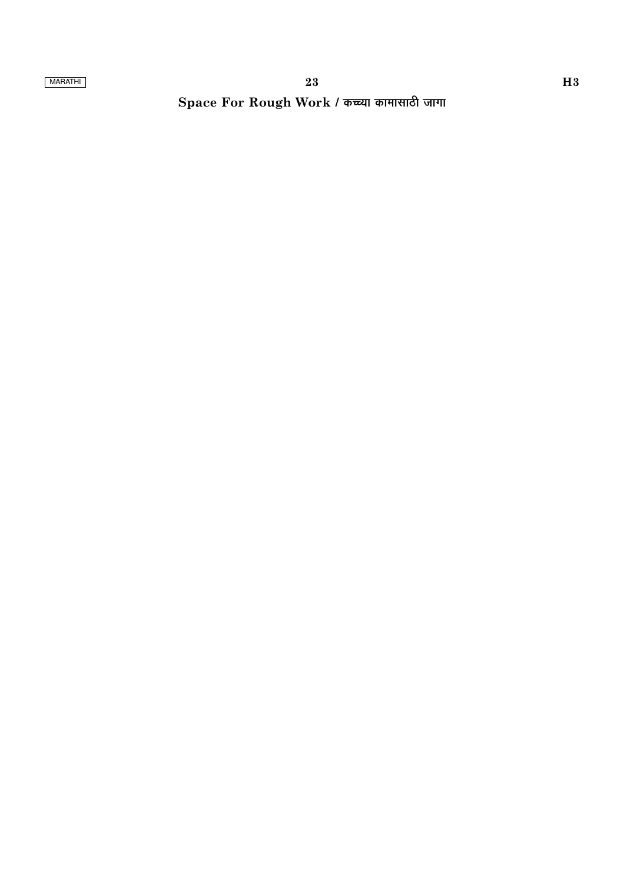**Space For Rough Work / कच्च्या कामासाठी जागा**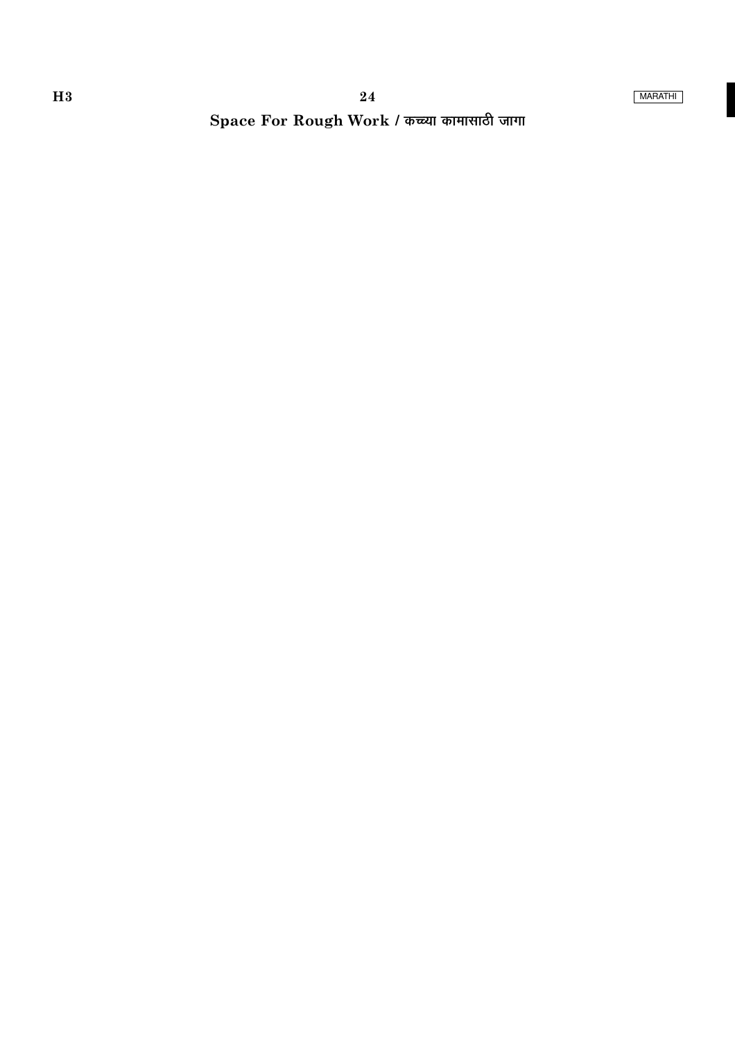**Space For Rough Work / कच्च्या कामासाठी जागा**